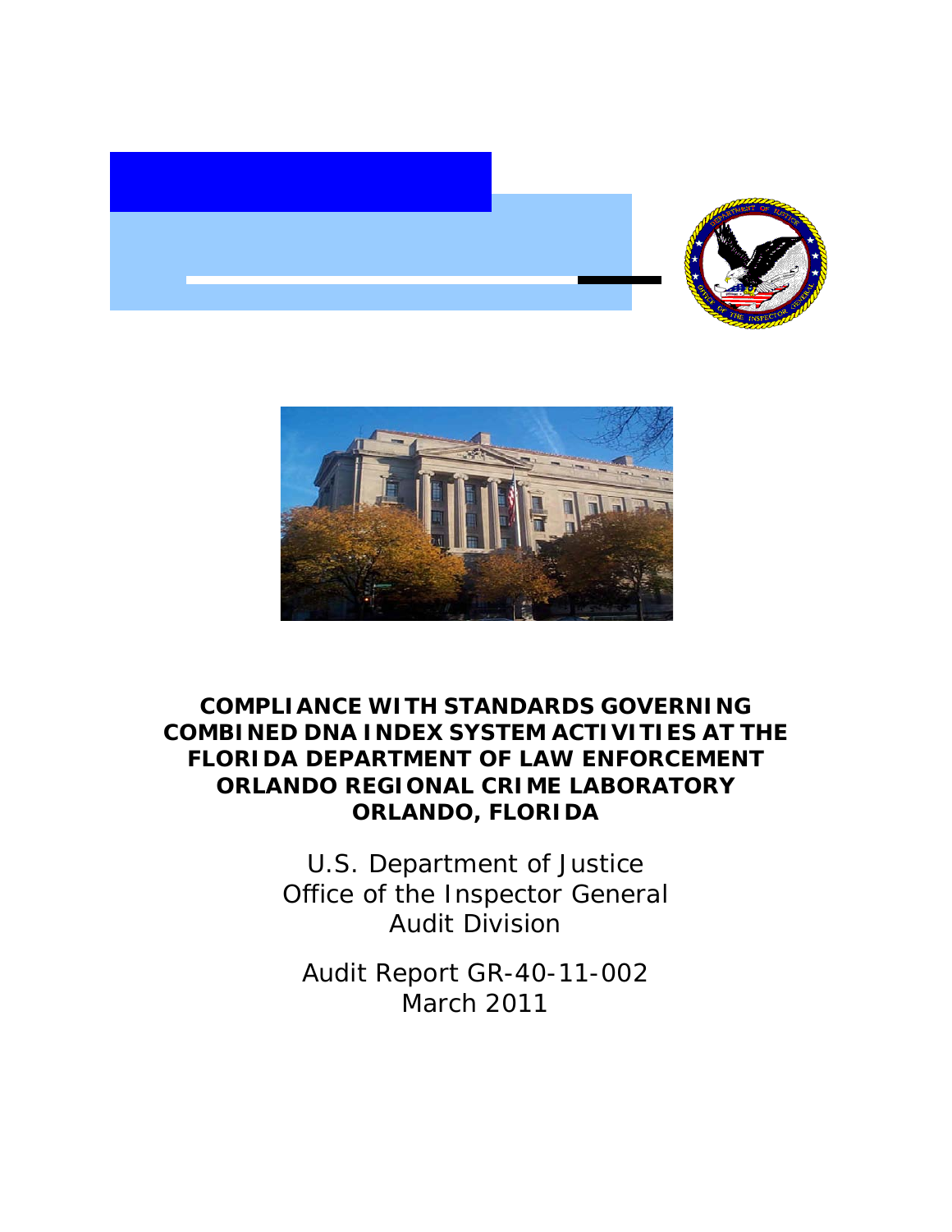# COMPLIANCE WITH STANDARDS GOVERNING COMBINED DNA INDEX SYSTEM ACTIVITIES AT THE FLORIDA DEPARTMENT OF LAW ENFORCEMENT ORLANDO REGIONAL CRIME LABORATORY ORLANDO, FLORIDA

U.S. Department of Justice
Office of the Inspector General
Audit Division

Audit Report GR-40-11-002
March 2011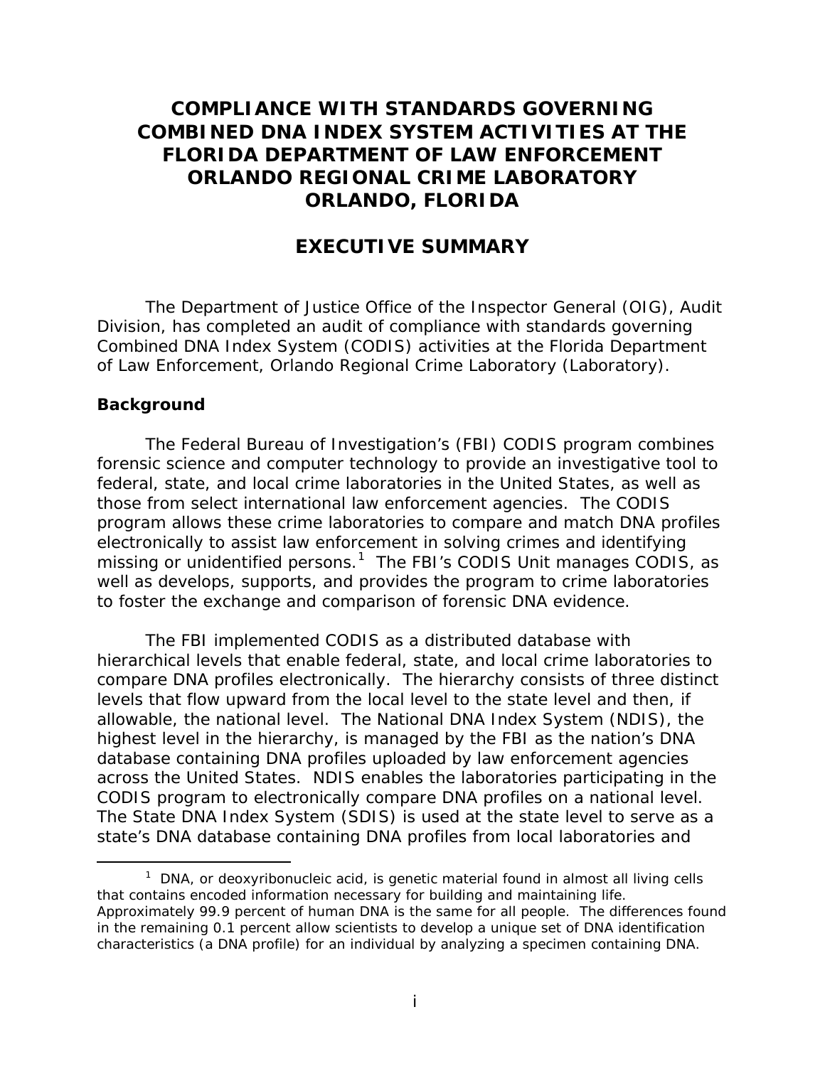# COMPLIANCE WITH STANDARDS GOVERNING COMBINED DNA INDEX SYSTEM ACTIVITIES AT THE FLORIDA DEPARTMENT OF LAW ENFORCEMENT ORLANDO REGIONAL CRIME LABORATORY ORLANDO, FLORIDA

## EXECUTIVE SUMMARY

The Department of Justice Office of the Inspector General (OIG), Audit Division, has completed an audit of compliance with standards governing Combined DNA Index System (CODIS) activities at the Florida Department of Law Enforcement, Orlando Regional Crime Laboratory (Laboratory).

### Background

The Federal Bureau of Investigation's (FBI) CODIS program combines forensic science and computer technology to provide an investigative tool to federal, state, and local crime laboratories in the United States, as well as those from select international law enforcement agencies. The CODIS program allows these crime laboratories to compare and match DNA profiles electronically to assist law enforcement in solving crimes and identifying missing or unidentified persons.[1] The FBI's CODIS Unit manages CODIS, as well as develops, supports, and provides the program to crime laboratories to foster the exchange and comparison of forensic DNA evidence.

The FBI implemented CODIS as a distributed database with hierarchical levels that enable federal, state, and local crime laboratories to compare DNA profiles electronically. The hierarchy consists of three distinct levels that flow upward from the local level to the state level and then, if allowable, the national level. The National DNA Index System (NDIS), the highest level in the hierarchy, is managed by the FBI as the nation's DNA database containing DNA profiles uploaded by law enforcement agencies across the United States. NDIS enables the laboratories participating in the CODIS program to electronically compare DNA profiles on a national level. The State DNA Index System (SDIS) is used at the state level to serve as a state's DNA database containing DNA profiles from local laboratories and

[1] DNA, or deoxyribonucleic acid, is genetic material found in almost all living cells that contains encoded information necessary for building and maintaining life. Approximately 99.9 percent of human DNA is the same for all people. The differences found in the remaining 0.1 percent allow scientists to develop a unique set of DNA identification characteristics (a DNA profile) for an individual by analyzing a specimen containing DNA.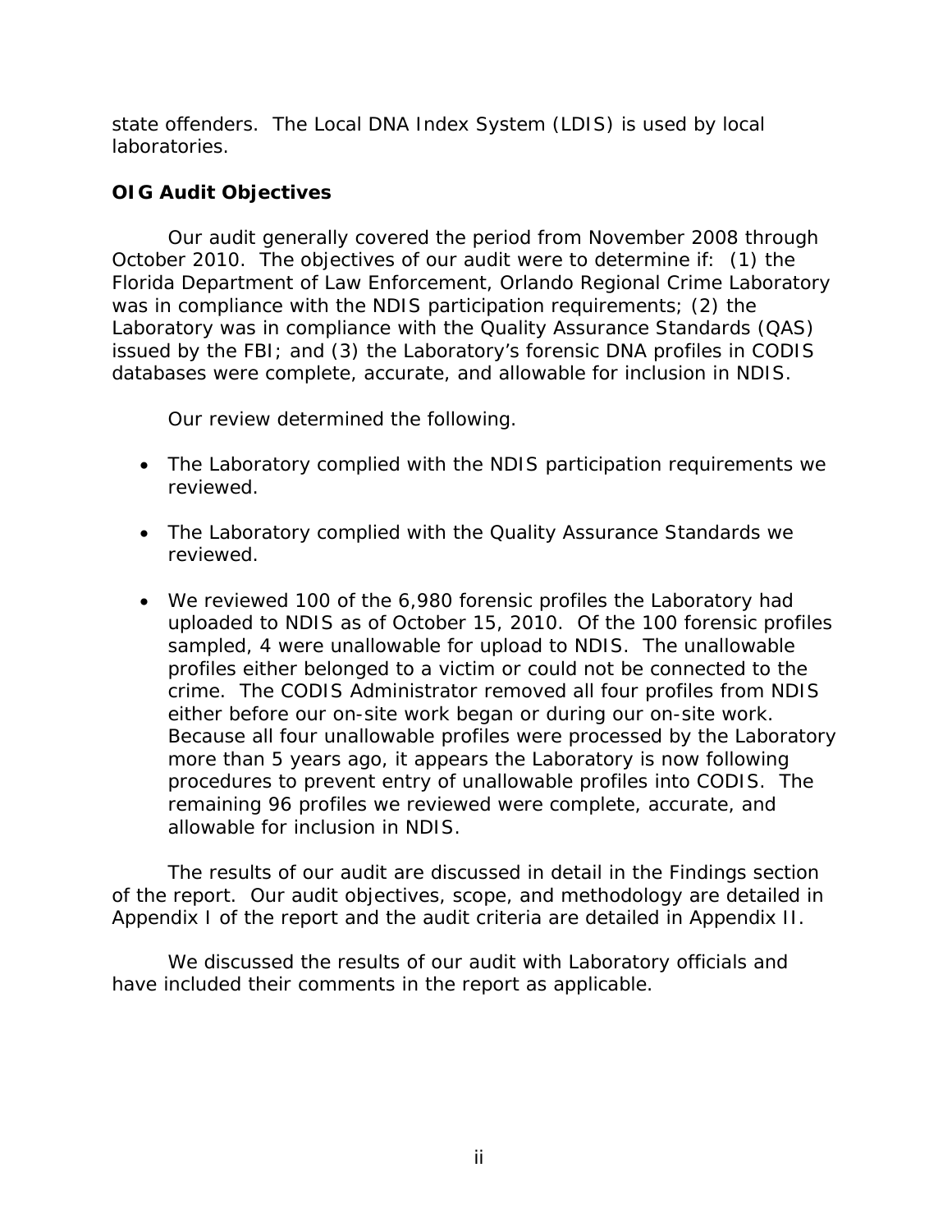state offenders. The Local DNA Index System (LDIS) is used by local laboratories.

### OIG Audit Objectives

Our audit generally covered the period from November 2008 through October 2010. The objectives of our audit were to determine if: (1) the Florida Department of Law Enforcement, Orlando Regional Crime Laboratory was in compliance with the NDIS participation requirements; (2) the Laboratory was in compliance with the Quality Assurance Standards (QAS) issued by the FBI; and (3) the Laboratory's forensic DNA profiles in CODIS databases were complete, accurate, and allowable for inclusion in NDIS.

Our review determined the following.

- The Laboratory complied with the NDIS participation requirements we reviewed.
- The Laboratory complied with the Quality Assurance Standards we reviewed.
- We reviewed 100 of the 6,980 forensic profiles the Laboratory had uploaded to NDIS as of October 15, 2010. Of the 100 forensic profiles sampled, 4 were unallowable for upload to NDIS. The unallowable profiles either belonged to a victim or could not be connected to the crime. The CODIS Administrator removed all four profiles from NDIS either before our on-site work began or during our on-site work. Because all four unallowable profiles were processed by the Laboratory more than 5 years ago, it appears the Laboratory is now following procedures to prevent entry of unallowable profiles into CODIS. The remaining 96 profiles we reviewed were complete, accurate, and allowable for inclusion in NDIS.

The results of our audit are discussed in detail in the Findings section of the report. Our audit objectives, scope, and methodology are detailed in Appendix I of the report and the audit criteria are detailed in Appendix II.

We discussed the results of our audit with Laboratory officials and have included their comments in the report as applicable.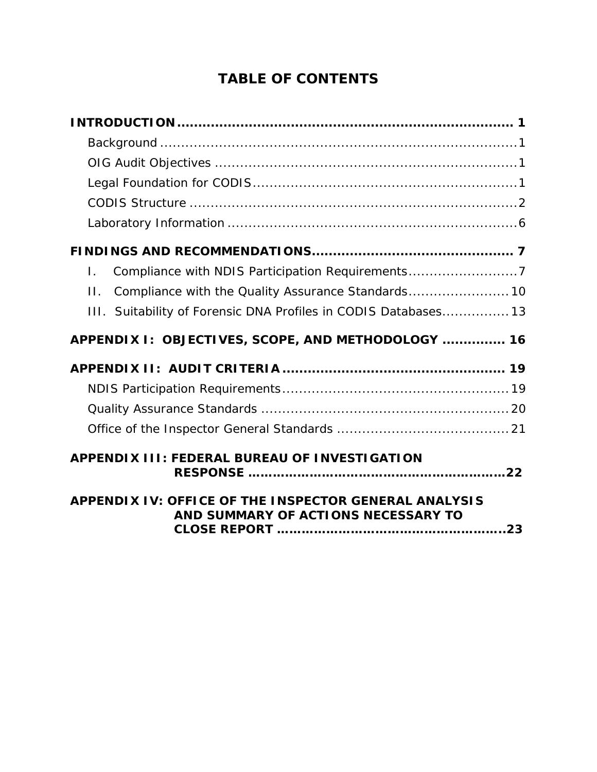# TABLE OF CONTENTS

**INTRODUCTION** ........................................................................ **1**

- Background ........................................................................ 1
- OIG Audit Objectives ........................................................................ 1
- Legal Foundation for CODIS ........................................................................ 1
- CODIS Structure ........................................................................ 2
- Laboratory Information ........................................................................ 6

**FINDINGS AND RECOMMENDATIONS** ........................................................................ **7**

- I. Compliance with NDIS Participation Requirements ........................................ 7
- II. Compliance with the Quality Assurance Standards ........................................ 10
- III. Suitability of Forensic DNA Profiles in CODIS Databases ........................................ 13

**APPENDIX I: OBJECTIVES, SCOPE, AND METHODOLOGY** ........................................ **16**

**APPENDIX II: AUDIT CRITERIA** ........................................................................ **19**

- NDIS Participation Requirements ........................................................................ 19
- Quality Assurance Standards ........................................................................ 20
- Office of the Inspector General Standards ........................................................................ 21

**APPENDIX III: FEDERAL BUREAU OF INVESTIGATION RESPONSE** ........................................ **22**

**APPENDIX IV: OFFICE OF THE INSPECTOR GENERAL ANALYSIS AND SUMMARY OF ACTIONS NECESSARY TO CLOSE REPORT** ........................................ **23**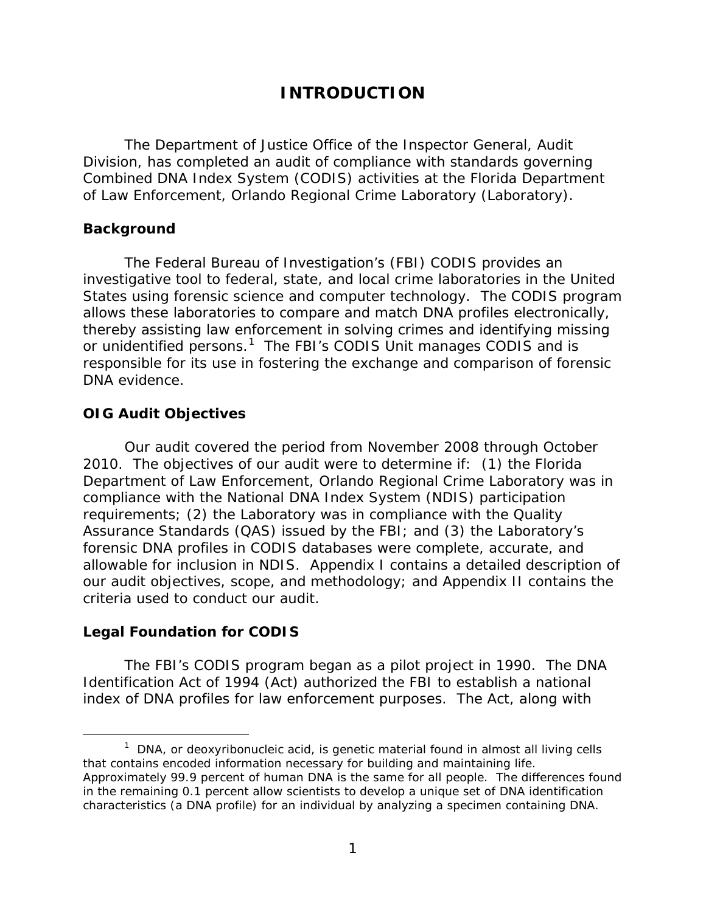# INTRODUCTION

The Department of Justice Office of the Inspector General, Audit Division, has completed an audit of compliance with standards governing Combined DNA Index System (CODIS) activities at the Florida Department of Law Enforcement, Orlando Regional Crime Laboratory (Laboratory).

## Background

The Federal Bureau of Investigation's (FBI) CODIS provides an investigative tool to federal, state, and local crime laboratories in the United States using forensic science and computer technology. The CODIS program allows these laboratories to compare and match DNA profiles electronically, thereby assisting law enforcement in solving crimes and identifying missing or unidentified persons.[1] The FBI's CODIS Unit manages CODIS and is responsible for its use in fostering the exchange and comparison of forensic DNA evidence.

## OIG Audit Objectives

Our audit covered the period from November 2008 through October 2010. The objectives of our audit were to determine if: (1) the Florida Department of Law Enforcement, Orlando Regional Crime Laboratory was in compliance with the National DNA Index System (NDIS) participation requirements; (2) the Laboratory was in compliance with the Quality Assurance Standards (QAS) issued by the FBI; and (3) the Laboratory's forensic DNA profiles in CODIS databases were complete, accurate, and allowable for inclusion in NDIS. Appendix I contains a detailed description of our audit objectives, scope, and methodology; and Appendix II contains the criteria used to conduct our audit.

## Legal Foundation for CODIS

The FBI's CODIS program began as a pilot project in 1990. The DNA Identification Act of 1994 (Act) authorized the FBI to establish a national index of DNA profiles for law enforcement purposes. The Act, along with

---

[1] DNA, or deoxyribonucleic acid, is genetic material found in almost all living cells that contains encoded information necessary for building and maintaining life. Approximately 99.9 percent of human DNA is the same for all people. The differences found in the remaining 0.1 percent allow scientists to develop a unique set of DNA identification characteristics (a DNA profile) for an individual by analyzing a specimen containing DNA.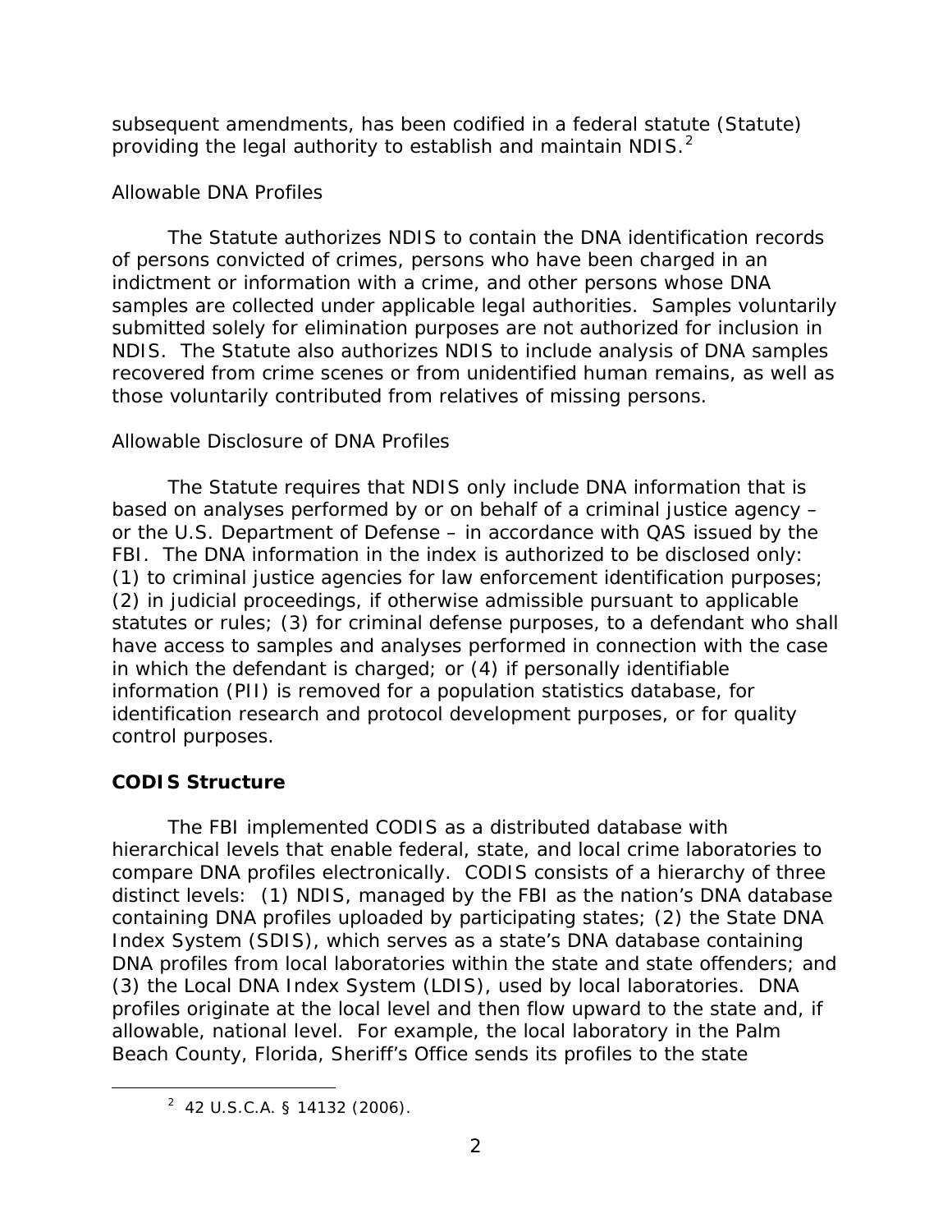subsequent amendments, has been codified in a federal statute (Statute) providing the legal authority to establish and maintain NDIS.[2]

*Allowable DNA Profiles*

The Statute authorizes NDIS to contain the DNA identification records of persons convicted of crimes, persons who have been charged in an indictment or information with a crime, and other persons whose DNA samples are collected under applicable legal authorities. Samples voluntarily submitted solely for elimination purposes are not authorized for inclusion in NDIS. The Statute also authorizes NDIS to include analysis of DNA samples recovered from crime scenes or from unidentified human remains, as well as those voluntarily contributed from relatives of missing persons.

*Allowable Disclosure of DNA Profiles*

The Statute requires that NDIS only include DNA information that is based on analyses performed by or on behalf of a criminal justice agency – or the U.S. Department of Defense – in accordance with QAS issued by the FBI. The DNA information in the index is authorized to be disclosed only: (1) to criminal justice agencies for law enforcement identification purposes; (2) in judicial proceedings, if otherwise admissible pursuant to applicable statutes or rules; (3) for criminal defense purposes, to a defendant who shall have access to samples and analyses performed in connection with the case in which the defendant is charged; or (4) if personally identifiable information (PII) is removed for a population statistics database, for identification research and protocol development purposes, or for quality control purposes.

## CODIS Structure

The FBI implemented CODIS as a distributed database with hierarchical levels that enable federal, state, and local crime laboratories to compare DNA profiles electronically. CODIS consists of a hierarchy of three distinct levels: (1) NDIS, managed by the FBI as the nation's DNA database containing DNA profiles uploaded by participating states; (2) the State DNA Index System (SDIS), which serves as a state's DNA database containing DNA profiles from local laboratories within the state and state offenders; and (3) the Local DNA Index System (LDIS), used by local laboratories. DNA profiles originate at the local level and then flow upward to the state and, if allowable, national level. For example, the local laboratory in the Palm Beach County, Florida, Sheriff's Office sends its profiles to the state

[2] 42 U.S.C.A. § 14132 (2006).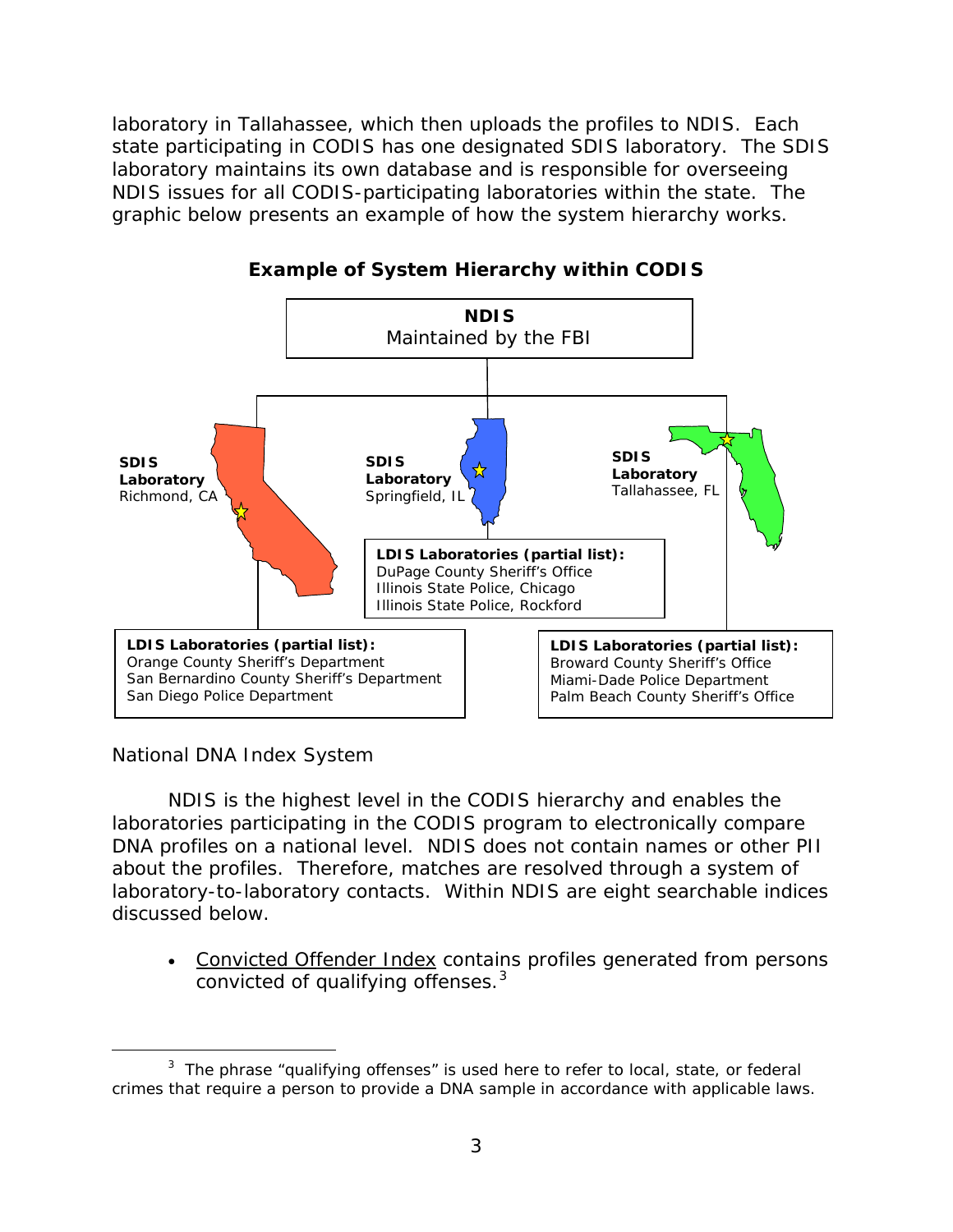laboratory in Tallahassee, which then uploads the profiles to NDIS. Each state participating in CODIS has one designated SDIS laboratory. The SDIS laboratory maintains its own database and is responsible for overseeing NDIS issues for all CODIS-participating laboratories within the state. The graphic below presents an example of how the system hierarchy works.

**Example of System Hierarchy within CODIS**

**NDIS**
Maintained by the FBI

**SDIS Laboratory**
Richmond, CA

**SDIS Laboratory**
Springfield, IL

**SDIS Laboratory**
Tallahassee, FL

**LDIS Laboratories (partial list):**
DuPage County Sheriff's Office
Illinois State Police, Chicago
Illinois State Police, Rockford

**LDIS Laboratories (partial list):**
Orange County Sheriff's Department
San Bernardino County Sheriff's Department
San Diego Police Department

**LDIS Laboratories (partial list):**
Broward County Sheriff's Office
Miami-Dade Police Department
Palm Beach County Sheriff's Office

National DNA Index System

NDIS is the highest level in the CODIS hierarchy and enables the laboratories participating in the CODIS program to electronically compare DNA profiles on a national level. NDIS does not contain names or other PII about the profiles. Therefore, matches are resolved through a system of laboratory-to-laboratory contacts. Within NDIS are eight searchable indices discussed below.

- Convicted Offender Index contains profiles generated from persons convicted of qualifying offenses.[3]

[3] The phrase "qualifying offenses" is used here to refer to local, state, or federal crimes that require a person to provide a DNA sample in accordance with applicable laws.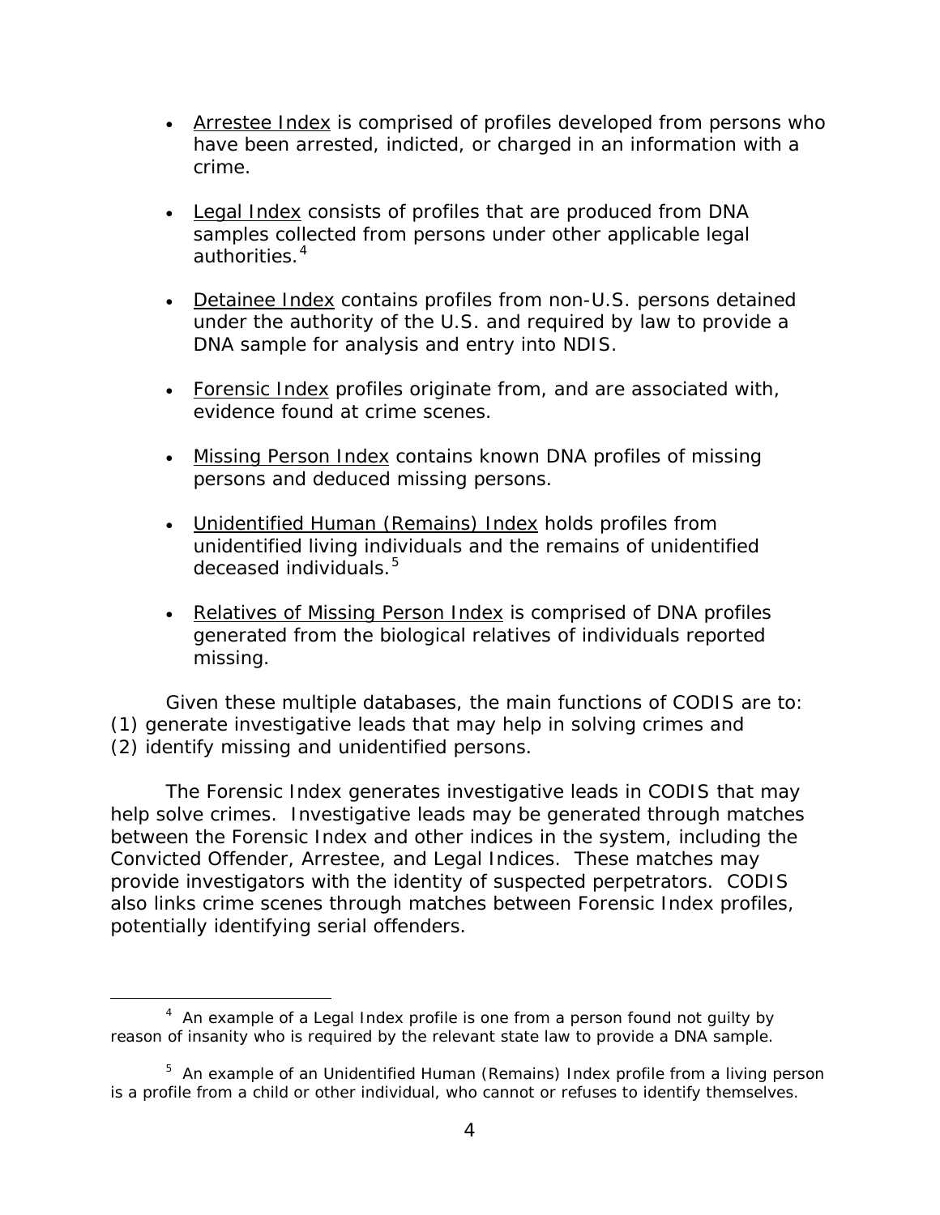- Arrestee Index is comprised of profiles developed from persons who have been arrested, indicted, or charged in an information with a crime.

- Legal Index consists of profiles that are produced from DNA samples collected from persons under other applicable legal authorities.[4]

- Detainee Index contains profiles from non-U.S. persons detained under the authority of the U.S. and required by law to provide a DNA sample for analysis and entry into NDIS.

- Forensic Index profiles originate from, and are associated with, evidence found at crime scenes.

- Missing Person Index contains known DNA profiles of missing persons and deduced missing persons.

- Unidentified Human (Remains) Index holds profiles from unidentified living individuals and the remains of unidentified deceased individuals.[5]

- Relatives of Missing Person Index is comprised of DNA profiles generated from the biological relatives of individuals reported missing.

Given these multiple databases, the main functions of CODIS are to: (1) generate investigative leads that may help in solving crimes and (2) identify missing and unidentified persons.

The Forensic Index generates investigative leads in CODIS that may help solve crimes. Investigative leads may be generated through matches between the Forensic Index and other indices in the system, including the Convicted Offender, Arrestee, and Legal Indices. These matches may provide investigators with the identity of suspected perpetrators. CODIS also links crime scenes through matches between Forensic Index profiles, potentially identifying serial offenders.

[4] An example of a Legal Index profile is one from a person found not guilty by reason of insanity who is required by the relevant state law to provide a DNA sample.

[5] An example of an Unidentified Human (Remains) Index profile from a living person is a profile from a child or other individual, who cannot or refuses to identify themselves.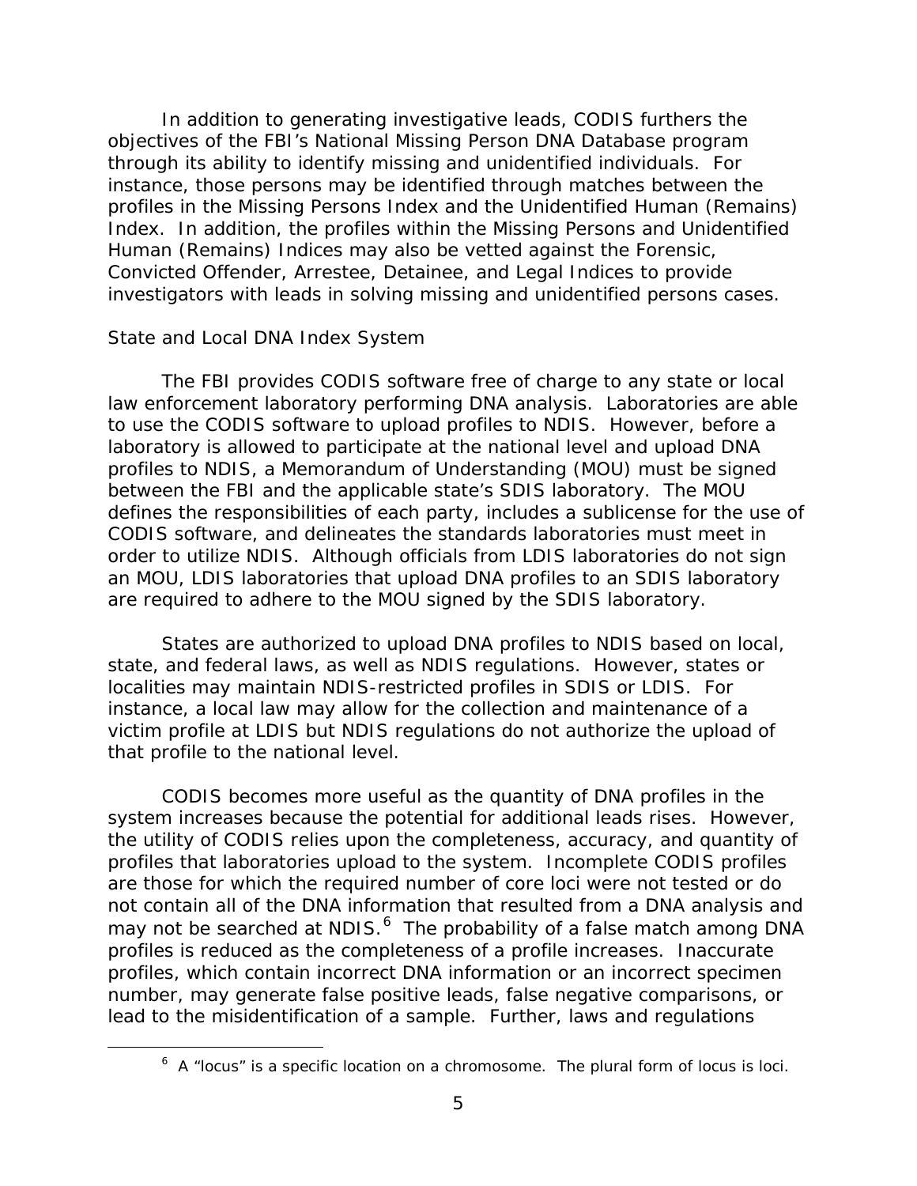In addition to generating investigative leads, CODIS furthers the objectives of the FBI's National Missing Person DNA Database program through its ability to identify missing and unidentified individuals. For instance, those persons may be identified through matches between the profiles in the Missing Persons Index and the Unidentified Human (Remains) Index. In addition, the profiles within the Missing Persons and Unidentified Human (Remains) Indices may also be vetted against the Forensic, Convicted Offender, Arrestee, Detainee, and Legal Indices to provide investigators with leads in solving missing and unidentified persons cases.

### State and Local DNA Index System

The FBI provides CODIS software free of charge to any state or local law enforcement laboratory performing DNA analysis. Laboratories are able to use the CODIS software to upload profiles to NDIS. However, before a laboratory is allowed to participate at the national level and upload DNA profiles to NDIS, a Memorandum of Understanding (MOU) must be signed between the FBI and the applicable state's SDIS laboratory. The MOU defines the responsibilities of each party, includes a sublicense for the use of CODIS software, and delineates the standards laboratories must meet in order to utilize NDIS. Although officials from LDIS laboratories do not sign an MOU, LDIS laboratories that upload DNA profiles to an SDIS laboratory are required to adhere to the MOU signed by the SDIS laboratory.

States are authorized to upload DNA profiles to NDIS based on local, state, and federal laws, as well as NDIS regulations. However, states or localities may maintain NDIS-restricted profiles in SDIS or LDIS. For instance, a local law may allow for the collection and maintenance of a victim profile at LDIS but NDIS regulations do not authorize the upload of that profile to the national level.

CODIS becomes more useful as the quantity of DNA profiles in the system increases because the potential for additional leads rises. However, the utility of CODIS relies upon the completeness, accuracy, and quantity of profiles that laboratories upload to the system. Incomplete CODIS profiles are those for which the required number of core loci were not tested or do not contain all of the DNA information that resulted from a DNA analysis and may not be searched at NDIS.[6] The probability of a false match among DNA profiles is reduced as the completeness of a profile increases. Inaccurate profiles, which contain incorrect DNA information or an incorrect specimen number, may generate false positive leads, false negative comparisons, or lead to the misidentification of a sample. Further, laws and regulations

[6] A "locus" is a specific location on a chromosome. The plural form of locus is loci.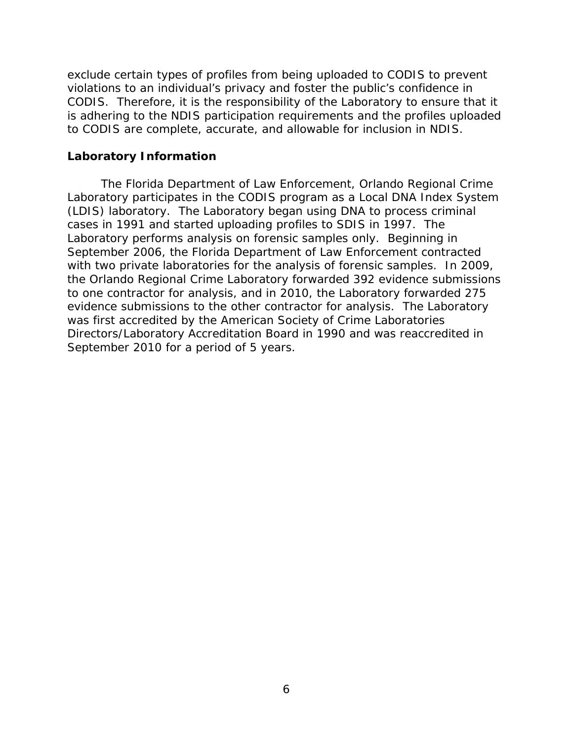exclude certain types of profiles from being uploaded to CODIS to prevent violations to an individual's privacy and foster the public's confidence in CODIS. Therefore, it is the responsibility of the Laboratory to ensure that it is adhering to the NDIS participation requirements and the profiles uploaded to CODIS are complete, accurate, and allowable for inclusion in NDIS.

**Laboratory Information**

The Florida Department of Law Enforcement, Orlando Regional Crime Laboratory participates in the CODIS program as a Local DNA Index System (LDIS) laboratory. The Laboratory began using DNA to process criminal cases in 1991 and started uploading profiles to SDIS in 1997. The Laboratory performs analysis on forensic samples only. Beginning in September 2006, the Florida Department of Law Enforcement contracted with two private laboratories for the analysis of forensic samples. In 2009, the Orlando Regional Crime Laboratory forwarded 392 evidence submissions to one contractor for analysis, and in 2010, the Laboratory forwarded 275 evidence submissions to the other contractor for analysis. The Laboratory was first accredited by the American Society of Crime Laboratories Directors/Laboratory Accreditation Board in 1990 and was reaccredited in September 2010 for a period of 5 years.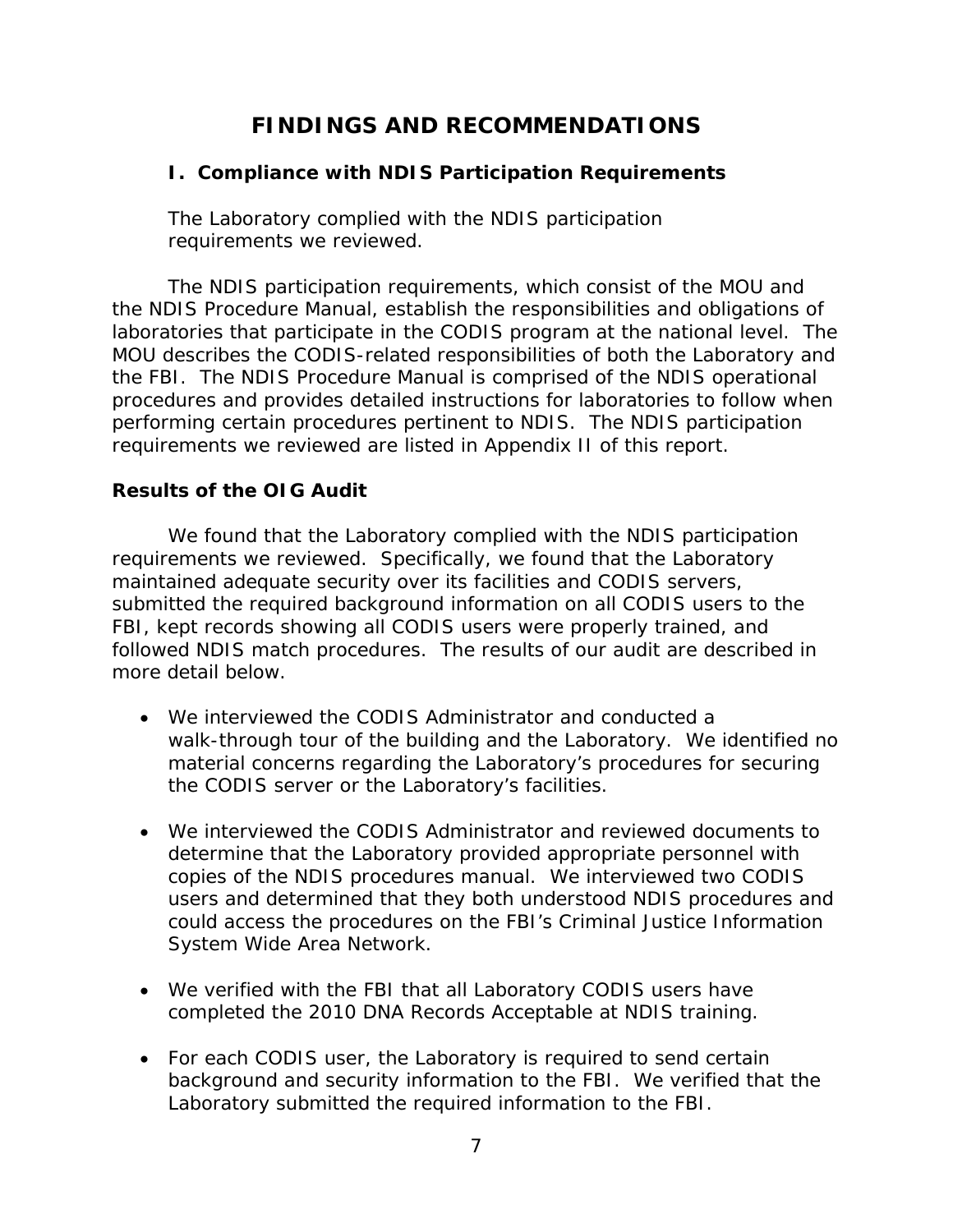# FINDINGS AND RECOMMENDATIONS

## I. Compliance with NDIS Participation Requirements

The Laboratory complied with the NDIS participation requirements we reviewed.

The NDIS participation requirements, which consist of the MOU and the NDIS Procedure Manual, establish the responsibilities and obligations of laboratories that participate in the CODIS program at the national level. The MOU describes the CODIS-related responsibilities of both the Laboratory and the FBI. The NDIS Procedure Manual is comprised of the NDIS operational procedures and provides detailed instructions for laboratories to follow when performing certain procedures pertinent to NDIS. The NDIS participation requirements we reviewed are listed in Appendix II of this report.

### Results of the OIG Audit

We found that the Laboratory complied with the NDIS participation requirements we reviewed. Specifically, we found that the Laboratory maintained adequate security over its facilities and CODIS servers, submitted the required background information on all CODIS users to the FBI, kept records showing all CODIS users were properly trained, and followed NDIS match procedures. The results of our audit are described in more detail below.

- We interviewed the CODIS Administrator and conducted a walk-through tour of the building and the Laboratory. We identified no material concerns regarding the Laboratory's procedures for securing the CODIS server or the Laboratory's facilities.
- We interviewed the CODIS Administrator and reviewed documents to determine that the Laboratory provided appropriate personnel with copies of the NDIS procedures manual. We interviewed two CODIS users and determined that they both understood NDIS procedures and could access the procedures on the FBI's Criminal Justice Information System Wide Area Network.
- We verified with the FBI that all Laboratory CODIS users have completed the 2010 DNA Records Acceptable at NDIS training.
- For each CODIS user, the Laboratory is required to send certain background and security information to the FBI. We verified that the Laboratory submitted the required information to the FBI.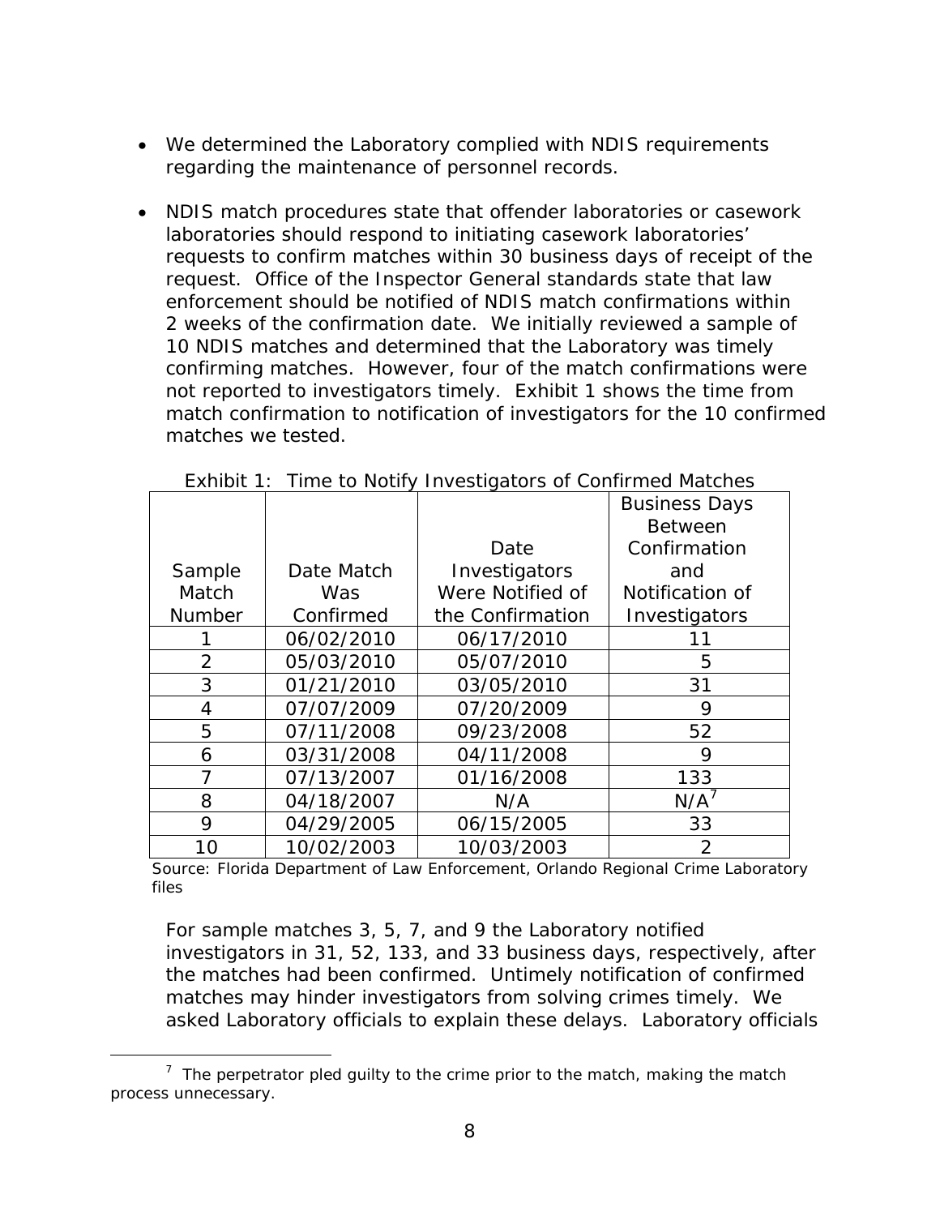- We determined the Laboratory complied with NDIS requirements regarding the maintenance of personnel records.

- NDIS match procedures state that offender laboratories or casework laboratories should respond to initiating casework laboratories' requests to confirm matches within 30 business days of receipt of the request. Office of the Inspector General standards state that law enforcement should be notified of NDIS match confirmations within 2 weeks of the confirmation date. We initially reviewed a sample of 10 NDIS matches and determined that the Laboratory was timely confirming matches. However, four of the match confirmations were not reported to investigators timely. Exhibit 1 shows the time from match confirmation to notification of investigators for the 10 confirmed matches we tested.

Exhibit 1: Time to Notify Investigators of Confirmed Matches

| Sample Match Number | Date Match Was Confirmed | Date Investigators Were Notified of the Confirmation | Business Days Between Confirmation and Notification of Investigators |
|---|---|---|---|
| 1 | 06/02/2010 | 06/17/2010 | 11 |
| 2 | 05/03/2010 | 05/07/2010 | 5 |
| 3 | 01/21/2010 | 03/05/2010 | 31 |
| 4 | 07/07/2009 | 07/20/2009 | 9 |
| 5 | 07/11/2008 | 09/23/2008 | 52 |
| 6 | 03/31/2008 | 04/11/2008 | 9 |
| 7 | 07/13/2007 | 01/16/2008 | 133 |
| 8 | 04/18/2007 | N/A | N/A[7] |
| 9 | 04/29/2005 | 06/15/2005 | 33 |
| 10 | 10/02/2003 | 10/03/2003 | 2 |

Source: Florida Department of Law Enforcement, Orlando Regional Crime Laboratory files

For sample matches 3, 5, 7, and 9 the Laboratory notified investigators in 31, 52, 133, and 33 business days, respectively, after the matches had been confirmed. Untimely notification of confirmed matches may hinder investigators from solving crimes timely. We asked Laboratory officials to explain these delays. Laboratory officials

[7] The perpetrator pled guilty to the crime prior to the match, making the match process unnecessary.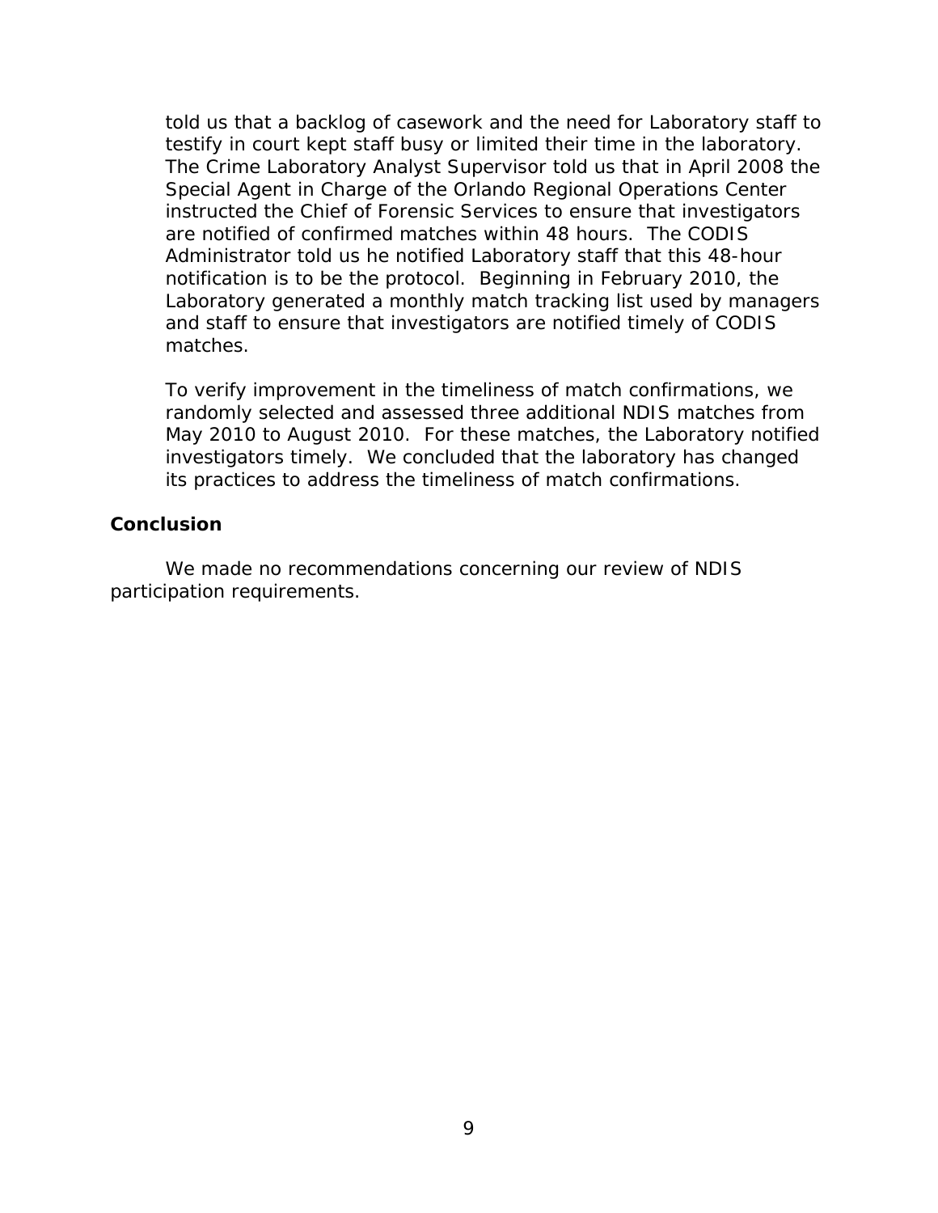told us that a backlog of casework and the need for Laboratory staff to testify in court kept staff busy or limited their time in the laboratory. The Crime Laboratory Analyst Supervisor told us that in April 2008 the Special Agent in Charge of the Orlando Regional Operations Center instructed the Chief of Forensic Services to ensure that investigators are notified of confirmed matches within 48 hours. The CODIS Administrator told us he notified Laboratory staff that this 48-hour notification is to be the protocol. Beginning in February 2010, the Laboratory generated a monthly match tracking list used by managers and staff to ensure that investigators are notified timely of CODIS matches.

To verify improvement in the timeliness of match confirmations, we randomly selected and assessed three additional NDIS matches from May 2010 to August 2010. For these matches, the Laboratory notified investigators timely. We concluded that the laboratory has changed its practices to address the timeliness of match confirmations.

### Conclusion

We made no recommendations concerning our review of NDIS participation requirements.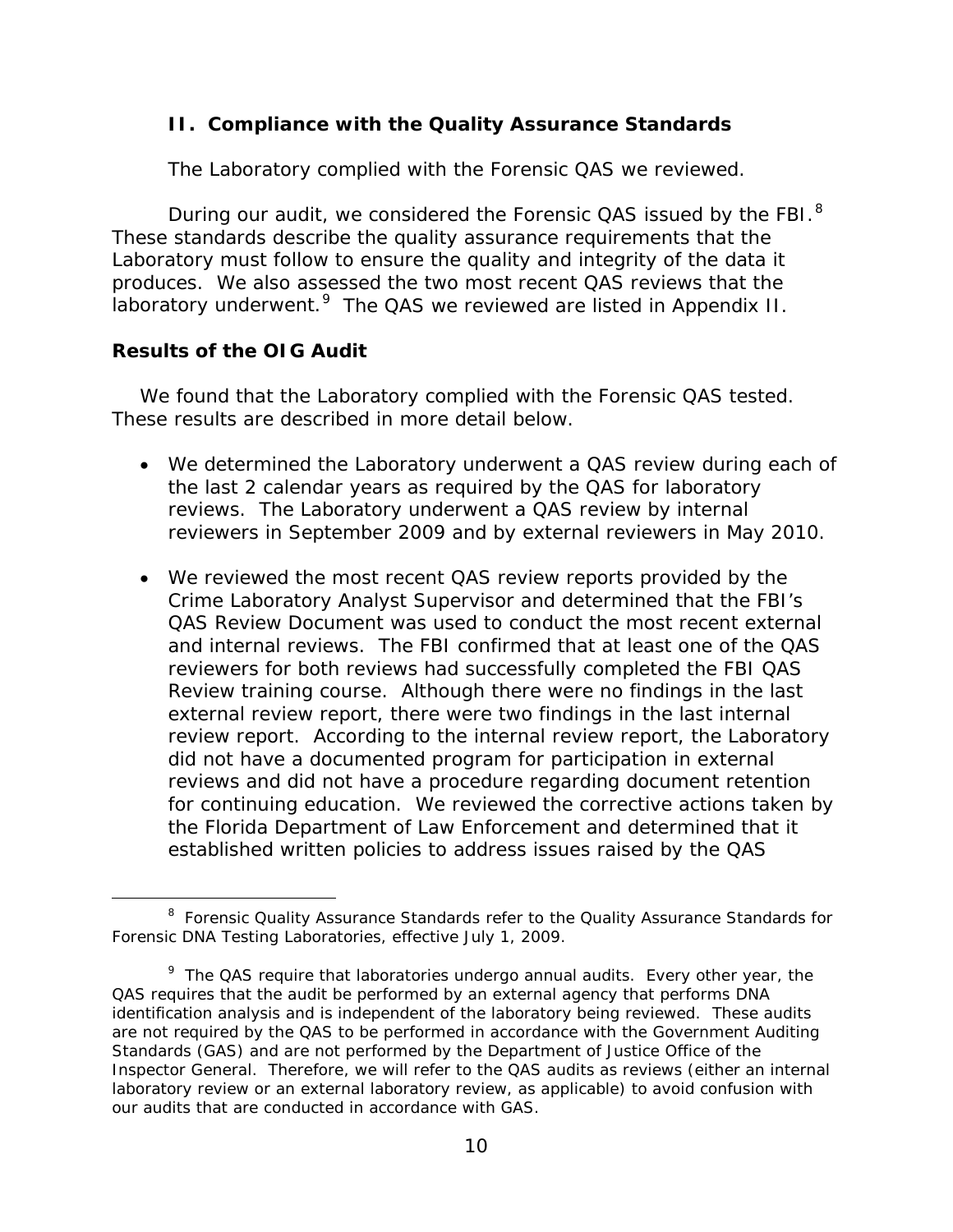## II. Compliance with the Quality Assurance Standards

The Laboratory complied with the Forensic QAS we reviewed.

During our audit, we considered the Forensic QAS issued by the FBI.[8] These standards describe the quality assurance requirements that the Laboratory must follow to ensure the quality and integrity of the data it produces. We also assessed the two most recent QAS reviews that the laboratory underwent.[9] The QAS we reviewed are listed in Appendix II.

### Results of the OIG Audit

We found that the Laboratory complied with the Forensic QAS tested. These results are described in more detail below.

- We determined the Laboratory underwent a QAS review during each of the last 2 calendar years as required by the QAS for laboratory reviews. The Laboratory underwent a QAS review by internal reviewers in September 2009 and by external reviewers in May 2010.
- We reviewed the most recent QAS review reports provided by the Crime Laboratory Analyst Supervisor and determined that the FBI's QAS Review Document was used to conduct the most recent external and internal reviews. The FBI confirmed that at least one of the QAS reviewers for both reviews had successfully completed the FBI QAS Review training course. Although there were no findings in the last external review report, there were two findings in the last internal review report. According to the internal review report, the Laboratory did not have a documented program for participation in external reviews and did not have a procedure regarding document retention for continuing education. We reviewed the corrective actions taken by the Florida Department of Law Enforcement and determined that it established written policies to address issues raised by the QAS

[8] Forensic Quality Assurance Standards refer to the Quality Assurance Standards for Forensic DNA Testing Laboratories, effective July 1, 2009.

[9] The QAS require that laboratories undergo annual audits. Every other year, the QAS requires that the audit be performed by an external agency that performs DNA identification analysis and is independent of the laboratory being reviewed. These audits are not required by the QAS to be performed in accordance with the Government Auditing Standards (GAS) and are not performed by the Department of Justice Office of the Inspector General. Therefore, we will refer to the QAS audits as reviews (either an internal laboratory review or an external laboratory review, as applicable) to avoid confusion with our audits that are conducted in accordance with GAS.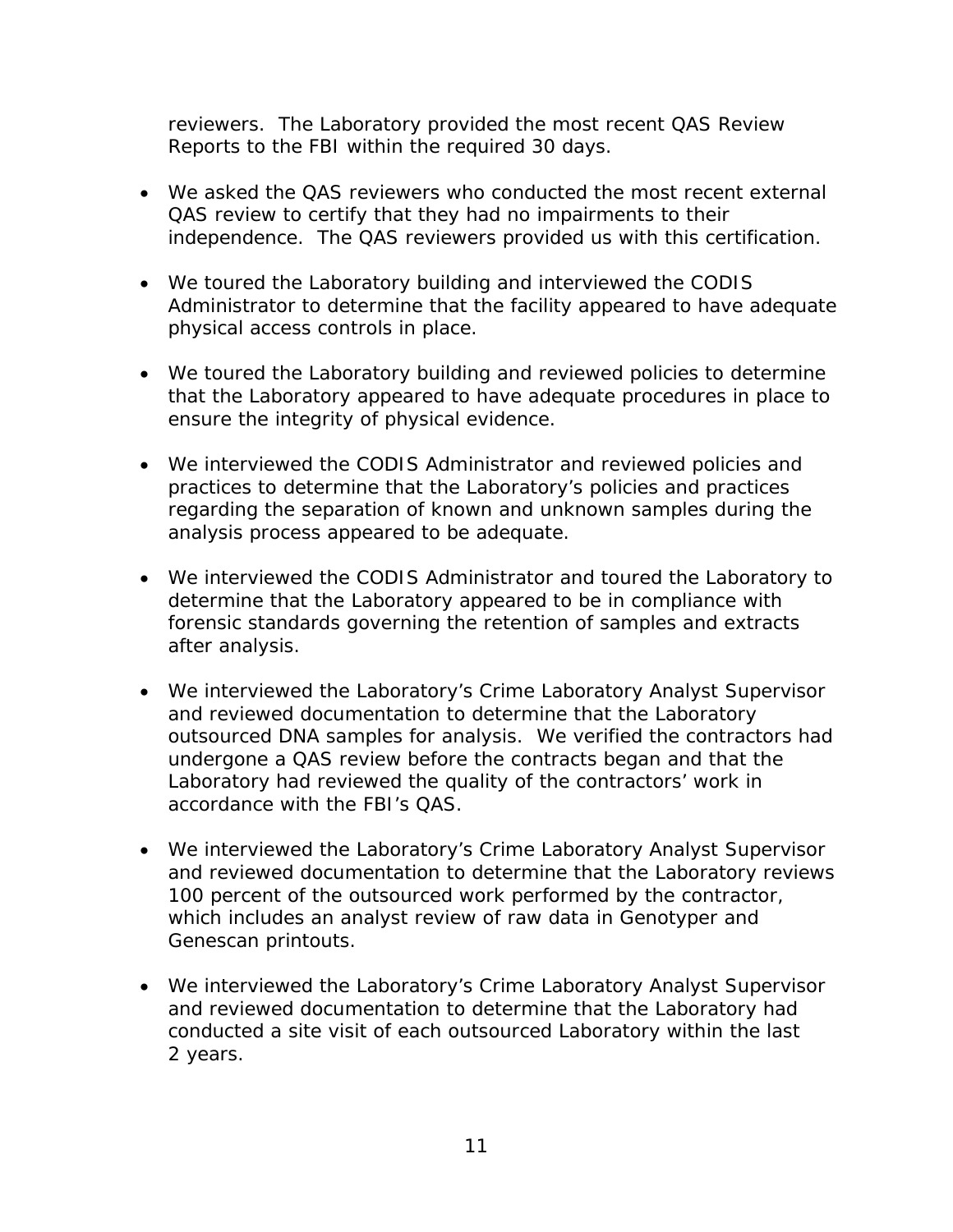reviewers. The Laboratory provided the most recent QAS Review Reports to the FBI within the required 30 days.

- We asked the QAS reviewers who conducted the most recent external QAS review to certify that they had no impairments to their independence. The QAS reviewers provided us with this certification.

- We toured the Laboratory building and interviewed the CODIS Administrator to determine that the facility appeared to have adequate physical access controls in place.

- We toured the Laboratory building and reviewed policies to determine that the Laboratory appeared to have adequate procedures in place to ensure the integrity of physical evidence.

- We interviewed the CODIS Administrator and reviewed policies and practices to determine that the Laboratory's policies and practices regarding the separation of known and unknown samples during the analysis process appeared to be adequate.

- We interviewed the CODIS Administrator and toured the Laboratory to determine that the Laboratory appeared to be in compliance with forensic standards governing the retention of samples and extracts after analysis.

- We interviewed the Laboratory's Crime Laboratory Analyst Supervisor and reviewed documentation to determine that the Laboratory outsourced DNA samples for analysis. We verified the contractors had undergone a QAS review before the contracts began and that the Laboratory had reviewed the quality of the contractors' work in accordance with the FBI's QAS.

- We interviewed the Laboratory's Crime Laboratory Analyst Supervisor and reviewed documentation to determine that the Laboratory reviews 100 percent of the outsourced work performed by the contractor, which includes an analyst review of raw data in Genotyper and Genescan printouts.

- We interviewed the Laboratory's Crime Laboratory Analyst Supervisor and reviewed documentation to determine that the Laboratory had conducted a site visit of each outsourced Laboratory within the last 2 years.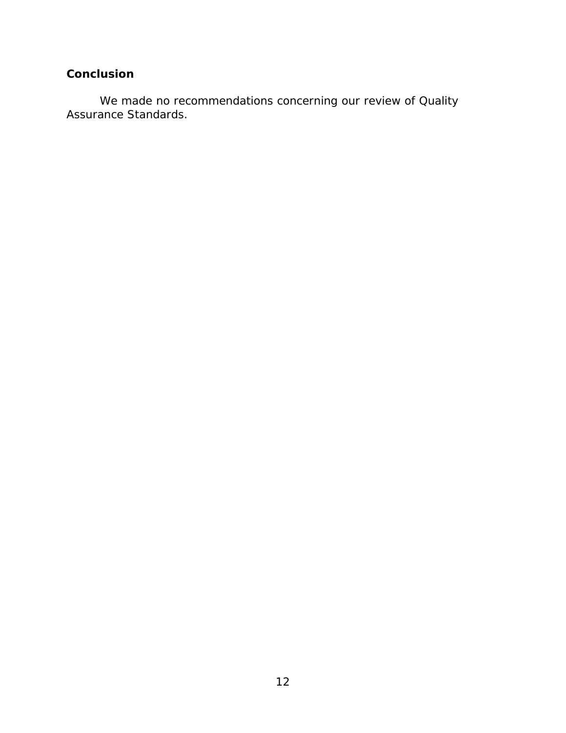### Conclusion

We made no recommendations concerning our review of Quality Assurance Standards.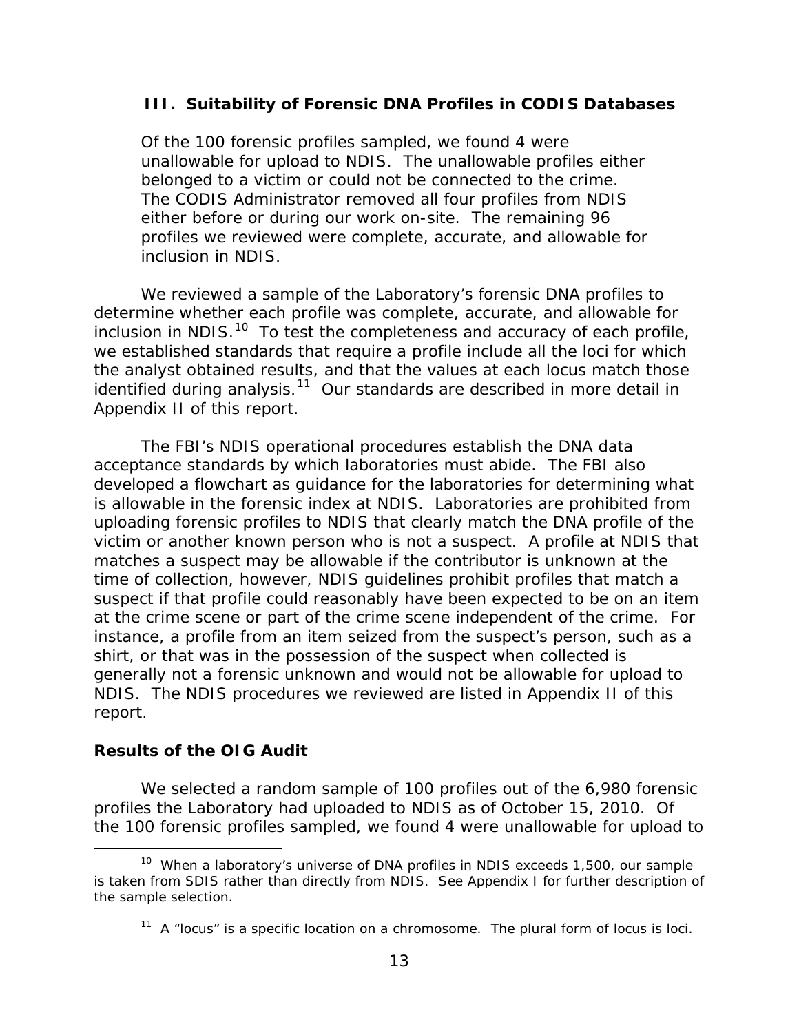### III. Suitability of Forensic DNA Profiles in CODIS Databases

> Of the 100 forensic profiles sampled, we found 4 were unallowable for upload to NDIS. The unallowable profiles either belonged to a victim or could not be connected to the crime. The CODIS Administrator removed all four profiles from NDIS either before or during our work on-site. The remaining 96 profiles we reviewed were complete, accurate, and allowable for inclusion in NDIS.

We reviewed a sample of the Laboratory's forensic DNA profiles to determine whether each profile was complete, accurate, and allowable for inclusion in NDIS.[10] To test the completeness and accuracy of each profile, we established standards that require a profile include all the loci for which the analyst obtained results, and that the values at each locus match those identified during analysis.[11] Our standards are described in more detail in Appendix II of this report.

The FBI's NDIS operational procedures establish the DNA data acceptance standards by which laboratories must abide. The FBI also developed a flowchart as guidance for the laboratories for determining what is allowable in the forensic index at NDIS. Laboratories are prohibited from uploading forensic profiles to NDIS that clearly match the DNA profile of the victim or another known person who is not a suspect. A profile at NDIS that matches a suspect may be allowable if the contributor is unknown at the time of collection, however, NDIS guidelines prohibit profiles that match a suspect if that profile could reasonably have been expected to be on an item at the crime scene or part of the crime scene independent of the crime. For instance, a profile from an item seized from the suspect's person, such as a shirt, or that was in the possession of the suspect when collected is generally not a forensic unknown and would not be allowable for upload to NDIS. The NDIS procedures we reviewed are listed in Appendix II of this report.

**Results of the OIG Audit**

We selected a random sample of 100 profiles out of the 6,980 forensic profiles the Laboratory had uploaded to NDIS as of October 15, 2010. Of the 100 forensic profiles sampled, we found 4 were unallowable for upload to

---

[10] When a laboratory's universe of DNA profiles in NDIS exceeds 1,500, our sample is taken from SDIS rather than directly from NDIS. See Appendix I for further description of the sample selection.

[11] A "locus" is a specific location on a chromosome. The plural form of locus is loci.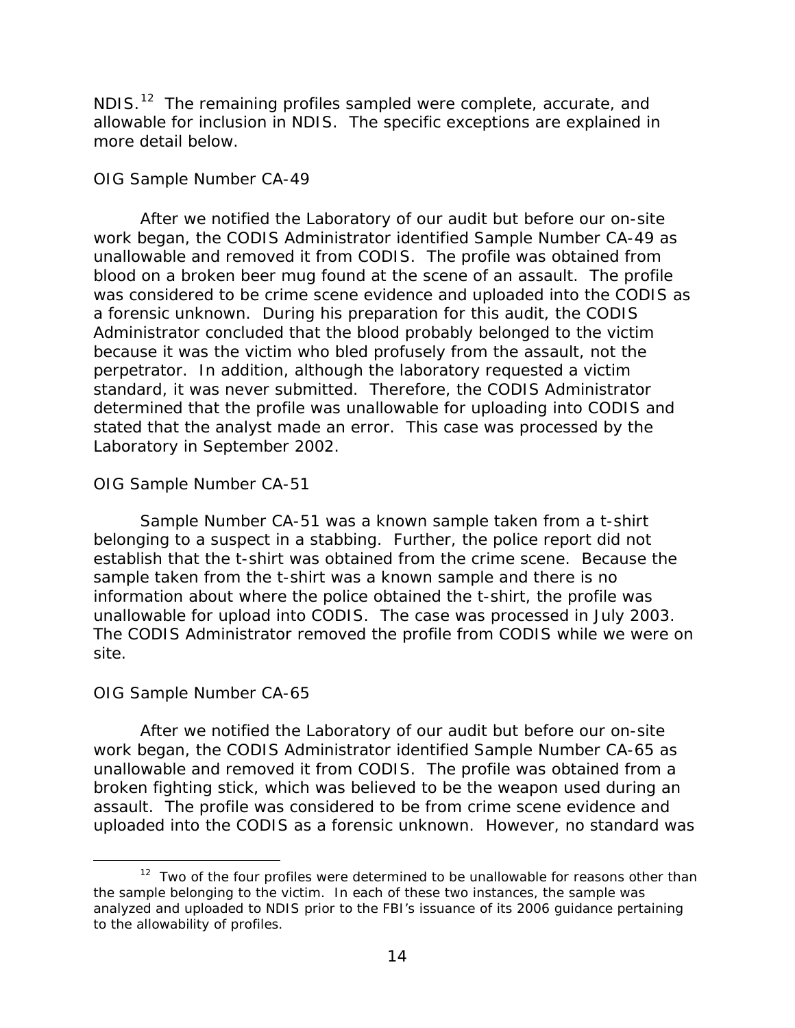NDIS.[12] The remaining profiles sampled were complete, accurate, and allowable for inclusion in NDIS. The specific exceptions are explained in more detail below.

*OIG Sample Number CA-49*

After we notified the Laboratory of our audit but before our on-site work began, the CODIS Administrator identified Sample Number CA-49 as unallowable and removed it from CODIS. The profile was obtained from blood on a broken beer mug found at the scene of an assault. The profile was considered to be crime scene evidence and uploaded into the CODIS as a forensic unknown. During his preparation for this audit, the CODIS Administrator concluded that the blood probably belonged to the victim because it was the victim who bled profusely from the assault, not the perpetrator. In addition, although the laboratory requested a victim standard, it was never submitted. Therefore, the CODIS Administrator determined that the profile was unallowable for uploading into CODIS and stated that the analyst made an error. This case was processed by the Laboratory in September 2002.

*OIG Sample Number CA-51*

Sample Number CA-51 was a known sample taken from a t-shirt belonging to a suspect in a stabbing. Further, the police report did not establish that the t-shirt was obtained from the crime scene. Because the sample taken from the t-shirt was a known sample and there is no information about where the police obtained the t-shirt, the profile was unallowable for upload into CODIS. The case was processed in July 2003. The CODIS Administrator removed the profile from CODIS while we were on site.

*OIG Sample Number CA-65*

After we notified the Laboratory of our audit but before our on-site work began, the CODIS Administrator identified Sample Number CA-65 as unallowable and removed it from CODIS. The profile was obtained from a broken fighting stick, which was believed to be the weapon used during an assault. The profile was considered to be from crime scene evidence and uploaded into the CODIS as a forensic unknown. However, no standard was

[12] Two of the four profiles were determined to be unallowable for reasons other than the sample belonging to the victim. In each of these two instances, the sample was analyzed and uploaded to NDIS prior to the FBI's issuance of its 2006 guidance pertaining to the allowability of profiles.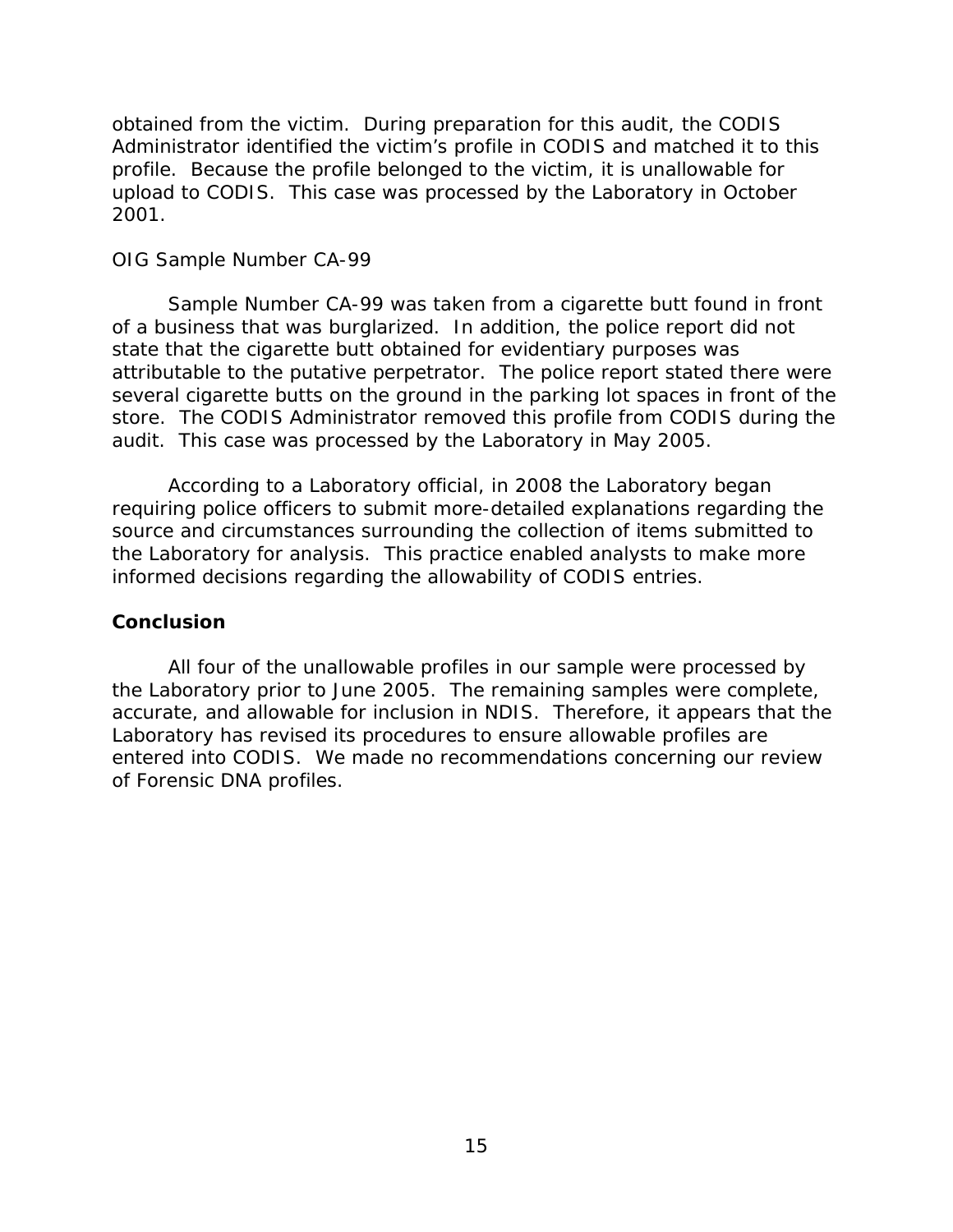obtained from the victim. During preparation for this audit, the CODIS Administrator identified the victim's profile in CODIS and matched it to this profile. Because the profile belonged to the victim, it is unallowable for upload to CODIS. This case was processed by the Laboratory in October 2001.

*OIG Sample Number CA-99*

Sample Number CA-99 was taken from a cigarette butt found in front of a business that was burglarized. In addition, the police report did not state that the cigarette butt obtained for evidentiary purposes was attributable to the putative perpetrator. The police report stated there were several cigarette butts on the ground in the parking lot spaces in front of the store. The CODIS Administrator removed this profile from CODIS during the audit. This case was processed by the Laboratory in May 2005.

According to a Laboratory official, in 2008 the Laboratory began requiring police officers to submit more-detailed explanations regarding the source and circumstances surrounding the collection of items submitted to the Laboratory for analysis. This practice enabled analysts to make more informed decisions regarding the allowability of CODIS entries.

### Conclusion

All four of the unallowable profiles in our sample were processed by the Laboratory prior to June 2005. The remaining samples were complete, accurate, and allowable for inclusion in NDIS. Therefore, it appears that the Laboratory has revised its procedures to ensure allowable profiles are entered into CODIS. We made no recommendations concerning our review of Forensic DNA profiles.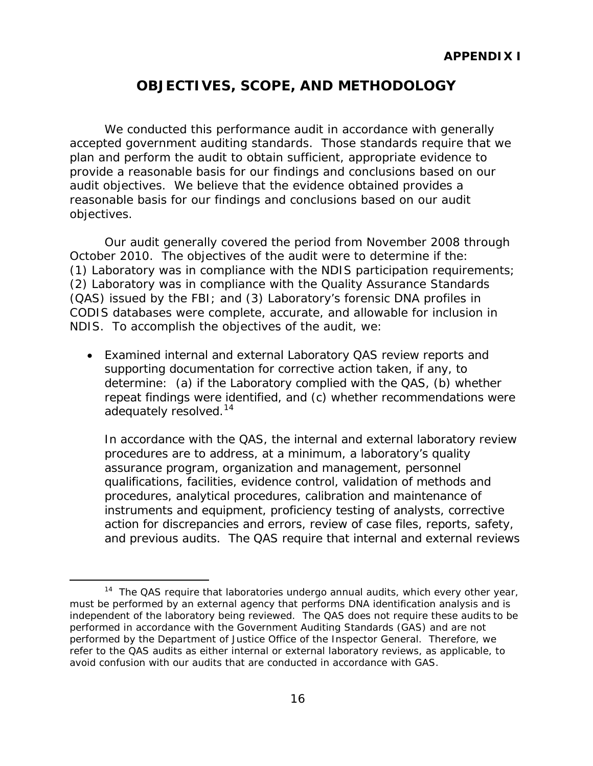**APPENDIX I**

# OBJECTIVES, SCOPE, AND METHODOLOGY

We conducted this performance audit in accordance with generally accepted government auditing standards. Those standards require that we plan and perform the audit to obtain sufficient, appropriate evidence to provide a reasonable basis for our findings and conclusions based on our audit objectives. We believe that the evidence obtained provides a reasonable basis for our findings and conclusions based on our audit objectives.

Our audit generally covered the period from November 2008 through October 2010. The objectives of the audit were to determine if the: (1) Laboratory was in compliance with the NDIS participation requirements; (2) Laboratory was in compliance with the Quality Assurance Standards (QAS) issued by the FBI; and (3) Laboratory's forensic DNA profiles in CODIS databases were complete, accurate, and allowable for inclusion in NDIS. To accomplish the objectives of the audit, we:

- Examined internal and external Laboratory QAS review reports and supporting documentation for corrective action taken, if any, to determine: (a) if the Laboratory complied with the QAS, (b) whether repeat findings were identified, and (c) whether recommendations were adequately resolved.[14]

  In accordance with the QAS, the internal and external laboratory review procedures are to address, at a minimum, a laboratory's quality assurance program, organization and management, personnel qualifications, facilities, evidence control, validation of methods and procedures, analytical procedures, calibration and maintenance of instruments and equipment, proficiency testing of analysts, corrective action for discrepancies and errors, review of case files, reports, safety, and previous audits. The QAS require that internal and external reviews

---

[14] The QAS require that laboratories undergo annual audits, which every other year, must be performed by an external agency that performs DNA identification analysis and is independent of the laboratory being reviewed. The QAS does not require these audits to be performed in accordance with the Government Auditing Standards (GAS) and are not performed by the Department of Justice Office of the Inspector General. Therefore, we refer to the QAS audits as either internal or external laboratory reviews, as applicable, to avoid confusion with our audits that are conducted in accordance with GAS.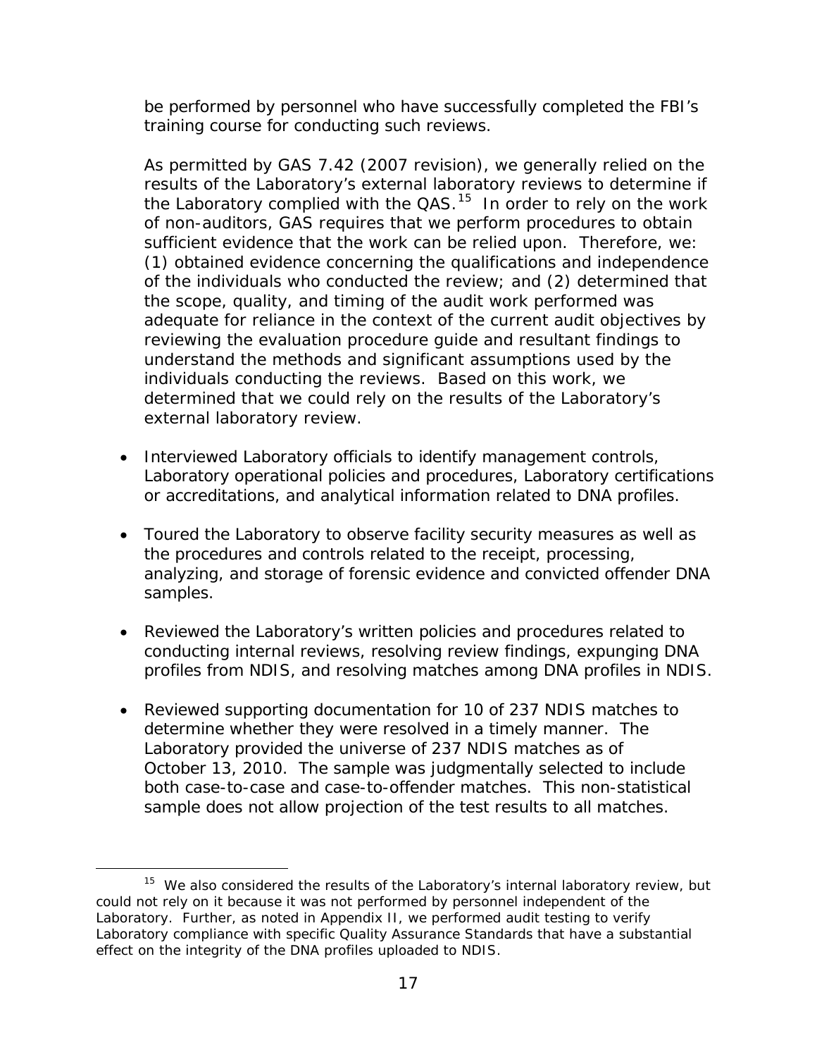be performed by personnel who have successfully completed the FBI's training course for conducting such reviews.

As permitted by GAS 7.42 (2007 revision), we generally relied on the results of the Laboratory's external laboratory reviews to determine if the Laboratory complied with the QAS.[15] In order to rely on the work of non-auditors, GAS requires that we perform procedures to obtain sufficient evidence that the work can be relied upon. Therefore, we: (1) obtained evidence concerning the qualifications and independence of the individuals who conducted the review; and (2) determined that the scope, quality, and timing of the audit work performed was adequate for reliance in the context of the current audit objectives by reviewing the evaluation procedure guide and resultant findings to understand the methods and significant assumptions used by the individuals conducting the reviews. Based on this work, we determined that we could rely on the results of the Laboratory's external laboratory review.

- Interviewed Laboratory officials to identify management controls, Laboratory operational policies and procedures, Laboratory certifications or accreditations, and analytical information related to DNA profiles.

- Toured the Laboratory to observe facility security measures as well as the procedures and controls related to the receipt, processing, analyzing, and storage of forensic evidence and convicted offender DNA samples.

- Reviewed the Laboratory's written policies and procedures related to conducting internal reviews, resolving review findings, expunging DNA profiles from NDIS, and resolving matches among DNA profiles in NDIS.

- Reviewed supporting documentation for 10 of 237 NDIS matches to determine whether they were resolved in a timely manner. The Laboratory provided the universe of 237 NDIS matches as of October 13, 2010. The sample was judgmentally selected to include both case-to-case and case-to-offender matches. This non-statistical sample does not allow projection of the test results to all matches.

[15] We also considered the results of the Laboratory's internal laboratory review, but could not rely on it because it was not performed by personnel independent of the Laboratory. Further, as noted in Appendix II, we performed audit testing to verify Laboratory compliance with specific Quality Assurance Standards that have a substantial effect on the integrity of the DNA profiles uploaded to NDIS.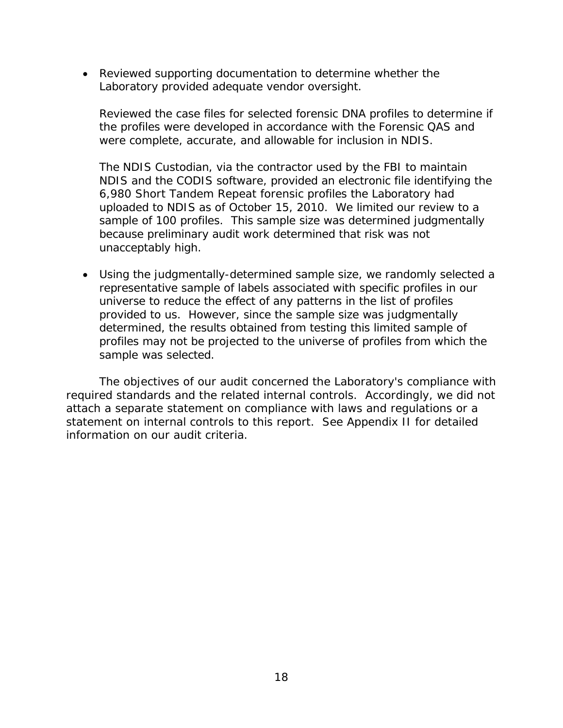- Reviewed supporting documentation to determine whether the Laboratory provided adequate vendor oversight.

  Reviewed the case files for selected forensic DNA profiles to determine if the profiles were developed in accordance with the Forensic QAS and were complete, accurate, and allowable for inclusion in NDIS.

  The NDIS Custodian, via the contractor used by the FBI to maintain NDIS and the CODIS software, provided an electronic file identifying the 6,980 Short Tandem Repeat forensic profiles the Laboratory had uploaded to NDIS as of October 15, 2010. We limited our review to a sample of 100 profiles. This sample size was determined judgmentally because preliminary audit work determined that risk was not unacceptably high.

- Using the judgmentally-determined sample size, we randomly selected a representative sample of labels associated with specific profiles in our universe to reduce the effect of any patterns in the list of profiles provided to us. However, since the sample size was judgmentally determined, the results obtained from testing this limited sample of profiles may not be projected to the universe of profiles from which the sample was selected.

The objectives of our audit concerned the Laboratory's compliance with required standards and the related internal controls. Accordingly, we did not attach a separate statement on compliance with laws and regulations or a statement on internal controls to this report. See Appendix II for detailed information on our audit criteria.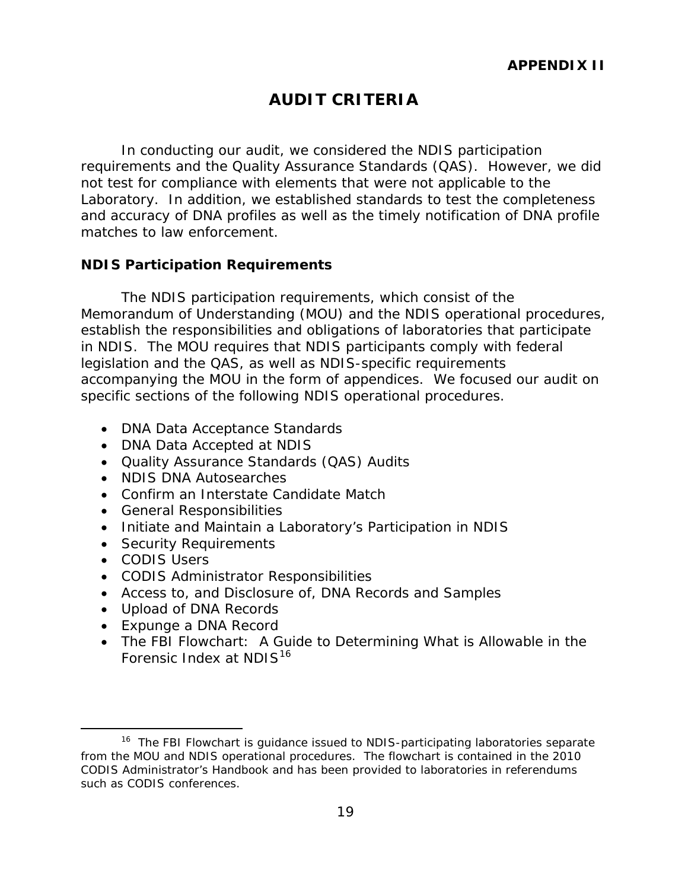**APPENDIX II**

# AUDIT CRITERIA

In conducting our audit, we considered the NDIS participation requirements and the Quality Assurance Standards (QAS). However, we did not test for compliance with elements that were not applicable to the Laboratory. In addition, we established standards to test the completeness and accuracy of DNA profiles as well as the timely notification of DNA profile matches to law enforcement.

## NDIS Participation Requirements

The NDIS participation requirements, which consist of the Memorandum of Understanding (MOU) and the NDIS operational procedures, establish the responsibilities and obligations of laboratories that participate in NDIS. The MOU requires that NDIS participants comply with federal legislation and the QAS, as well as NDIS-specific requirements accompanying the MOU in the form of appendices. We focused our audit on specific sections of the following NDIS operational procedures.

- DNA Data Acceptance Standards
- DNA Data Accepted at NDIS
- Quality Assurance Standards (QAS) Audits
- NDIS DNA Autosearches
- Confirm an Interstate Candidate Match
- General Responsibilities
- Initiate and Maintain a Laboratory's Participation in NDIS
- Security Requirements
- CODIS Users
- CODIS Administrator Responsibilities
- Access to, and Disclosure of, DNA Records and Samples
- Upload of DNA Records
- Expunge a DNA Record
- The FBI Flowchart: A Guide to Determining What is Allowable in the Forensic Index at NDIS[16]

[16] The FBI Flowchart is guidance issued to NDIS-participating laboratories separate from the MOU and NDIS operational procedures. The flowchart is contained in the 2010 CODIS Administrator's Handbook and has been provided to laboratories in referendums such as CODIS conferences.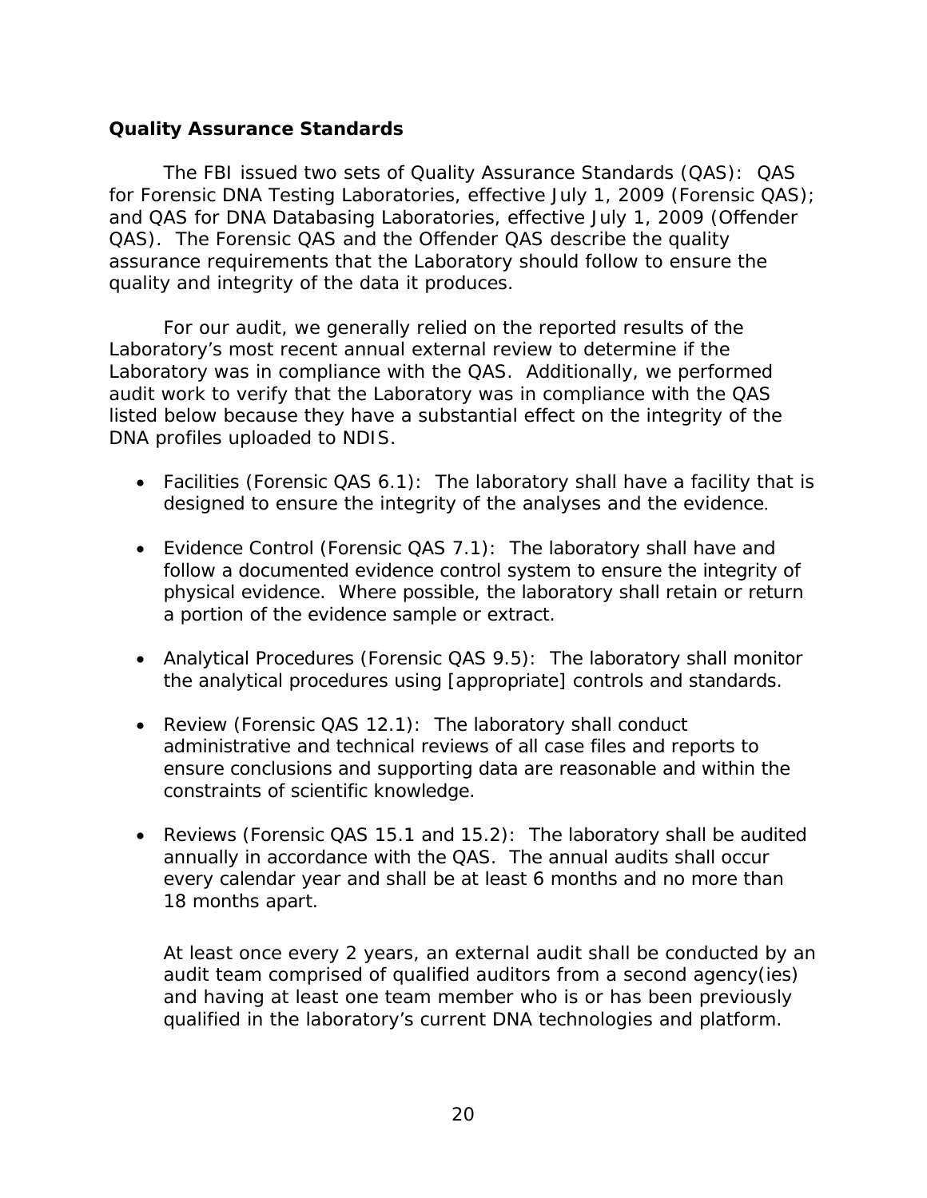### Quality Assurance Standards

The FBI issued two sets of Quality Assurance Standards (QAS): QAS for Forensic DNA Testing Laboratories, effective July 1, 2009 (Forensic QAS); and QAS for DNA Databasing Laboratories, effective July 1, 2009 (Offender QAS). The Forensic QAS and the Offender QAS describe the quality assurance requirements that the Laboratory should follow to ensure the quality and integrity of the data it produces.

For our audit, we generally relied on the reported results of the Laboratory's most recent annual external review to determine if the Laboratory was in compliance with the QAS. Additionally, we performed audit work to verify that the Laboratory was in compliance with the QAS listed below because they have a substantial effect on the integrity of the DNA profiles uploaded to NDIS.

- Facilities (Forensic QAS 6.1): The laboratory shall have a facility that is designed to ensure the integrity of the analyses and the evidence.
- Evidence Control (Forensic QAS 7.1): The laboratory shall have and follow a documented evidence control system to ensure the integrity of physical evidence. Where possible, the laboratory shall retain or return a portion of the evidence sample or extract.
- Analytical Procedures (Forensic QAS 9.5): The laboratory shall monitor the analytical procedures using [appropriate] controls and standards.
- Review (Forensic QAS 12.1): The laboratory shall conduct administrative and technical reviews of all case files and reports to ensure conclusions and supporting data are reasonable and within the constraints of scientific knowledge.
- Reviews (Forensic QAS 15.1 and 15.2): The laboratory shall be audited annually in accordance with the QAS. The annual audits shall occur every calendar year and shall be at least 6 months and no more than 18 months apart.

  At least once every 2 years, an external audit shall be conducted by an audit team comprised of qualified auditors from a second agency(ies) and having at least one team member who is or has been previously qualified in the laboratory's current DNA technologies and platform.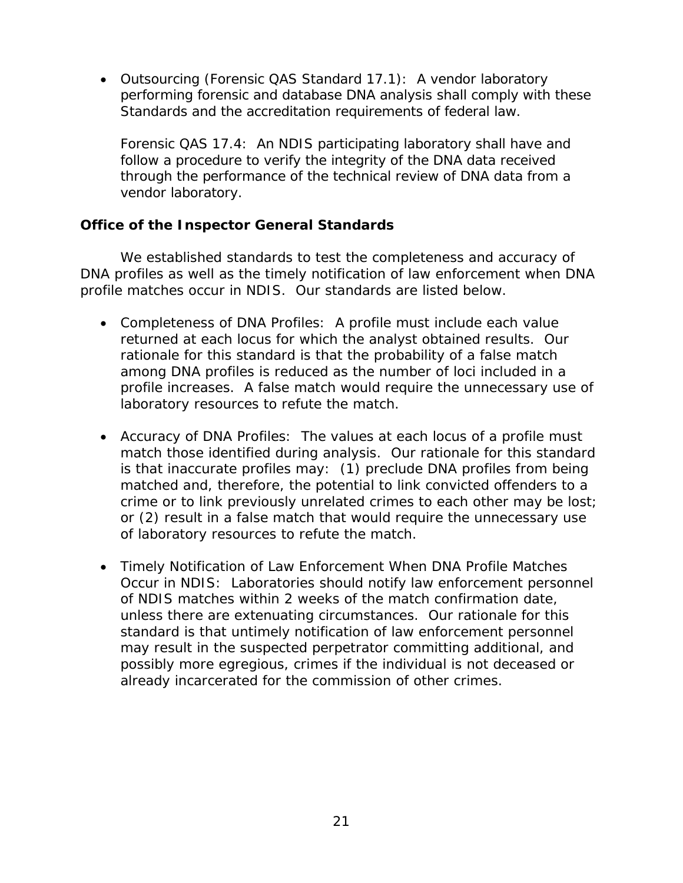- Outsourcing (Forensic QAS Standard 17.1): A vendor laboratory performing forensic and database DNA analysis shall comply with these Standards and the accreditation requirements of federal law.

  Forensic QAS 17.4: An NDIS participating laboratory shall have and follow a procedure to verify the integrity of the DNA data received through the performance of the technical review of DNA data from a vendor laboratory.

**Office of the Inspector General Standards**

We established standards to test the completeness and accuracy of DNA profiles as well as the timely notification of law enforcement when DNA profile matches occur in NDIS. Our standards are listed below.

- Completeness of DNA Profiles: A profile must include each value returned at each locus for which the analyst obtained results. Our rationale for this standard is that the probability of a false match among DNA profiles is reduced as the number of loci included in a profile increases. A false match would require the unnecessary use of laboratory resources to refute the match.

- Accuracy of DNA Profiles: The values at each locus of a profile must match those identified during analysis. Our rationale for this standard is that inaccurate profiles may: (1) preclude DNA profiles from being matched and, therefore, the potential to link convicted offenders to a crime or to link previously unrelated crimes to each other may be lost; or (2) result in a false match that would require the unnecessary use of laboratory resources to refute the match.

- Timely Notification of Law Enforcement When DNA Profile Matches Occur in NDIS: Laboratories should notify law enforcement personnel of NDIS matches within 2 weeks of the match confirmation date, unless there are extenuating circumstances. Our rationale for this standard is that untimely notification of law enforcement personnel may result in the suspected perpetrator committing additional, and possibly more egregious, crimes if the individual is not deceased or already incarcerated for the commission of other crimes.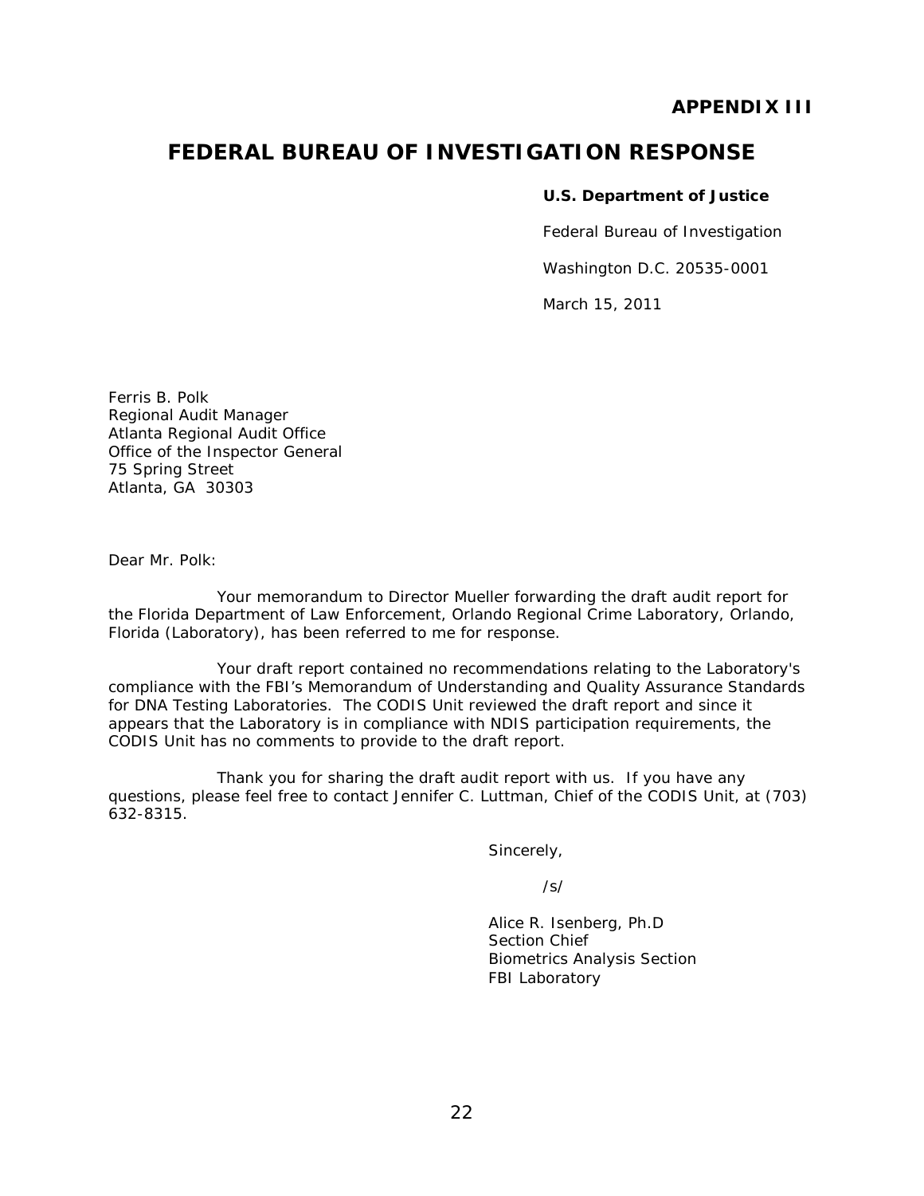**APPENDIX III**

# FEDERAL BUREAU OF INVESTIGATION RESPONSE

**U.S. Department of Justice**

Federal Bureau of Investigation

Washington D.C. 20535-0001

March 15, 2011

Ferris B. Polk
Regional Audit Manager
Atlanta Regional Audit Office
Office of the Inspector General
75 Spring Street
Atlanta, GA 30303

Dear Mr. Polk:

Your memorandum to Director Mueller forwarding the draft audit report for the Florida Department of Law Enforcement, Orlando Regional Crime Laboratory, Orlando, Florida (Laboratory), has been referred to me for response.

Your draft report contained no recommendations relating to the Laboratory's compliance with the FBI's Memorandum of Understanding and Quality Assurance Standards for DNA Testing Laboratories. The CODIS Unit reviewed the draft report and since it appears that the Laboratory is in compliance with NDIS participation requirements, the CODIS Unit has no comments to provide to the draft report.

Thank you for sharing the draft audit report with us. If you have any questions, please feel free to contact Jennifer C. Luttman, Chief of the CODIS Unit, at (703) 632-8315.

Sincerely,

/s/

Alice R. Isenberg, Ph.D
Section Chief
Biometrics Analysis Section
FBI Laboratory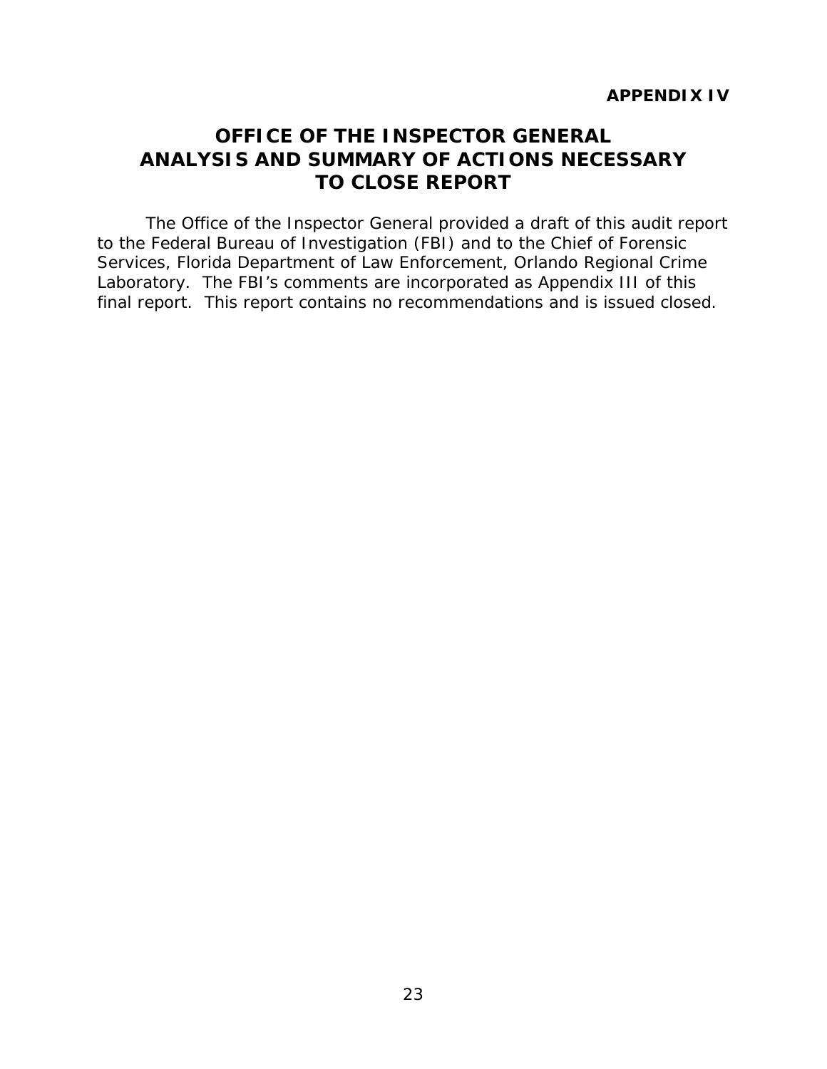**APPENDIX IV**

# OFFICE OF THE INSPECTOR GENERAL ANALYSIS AND SUMMARY OF ACTIONS NECESSARY TO CLOSE REPORT

The Office of the Inspector General provided a draft of this audit report to the Federal Bureau of Investigation (FBI) and to the Chief of Forensic Services, Florida Department of Law Enforcement, Orlando Regional Crime Laboratory. The FBI's comments are incorporated as Appendix III of this final report. This report contains no recommendations and is issued closed.